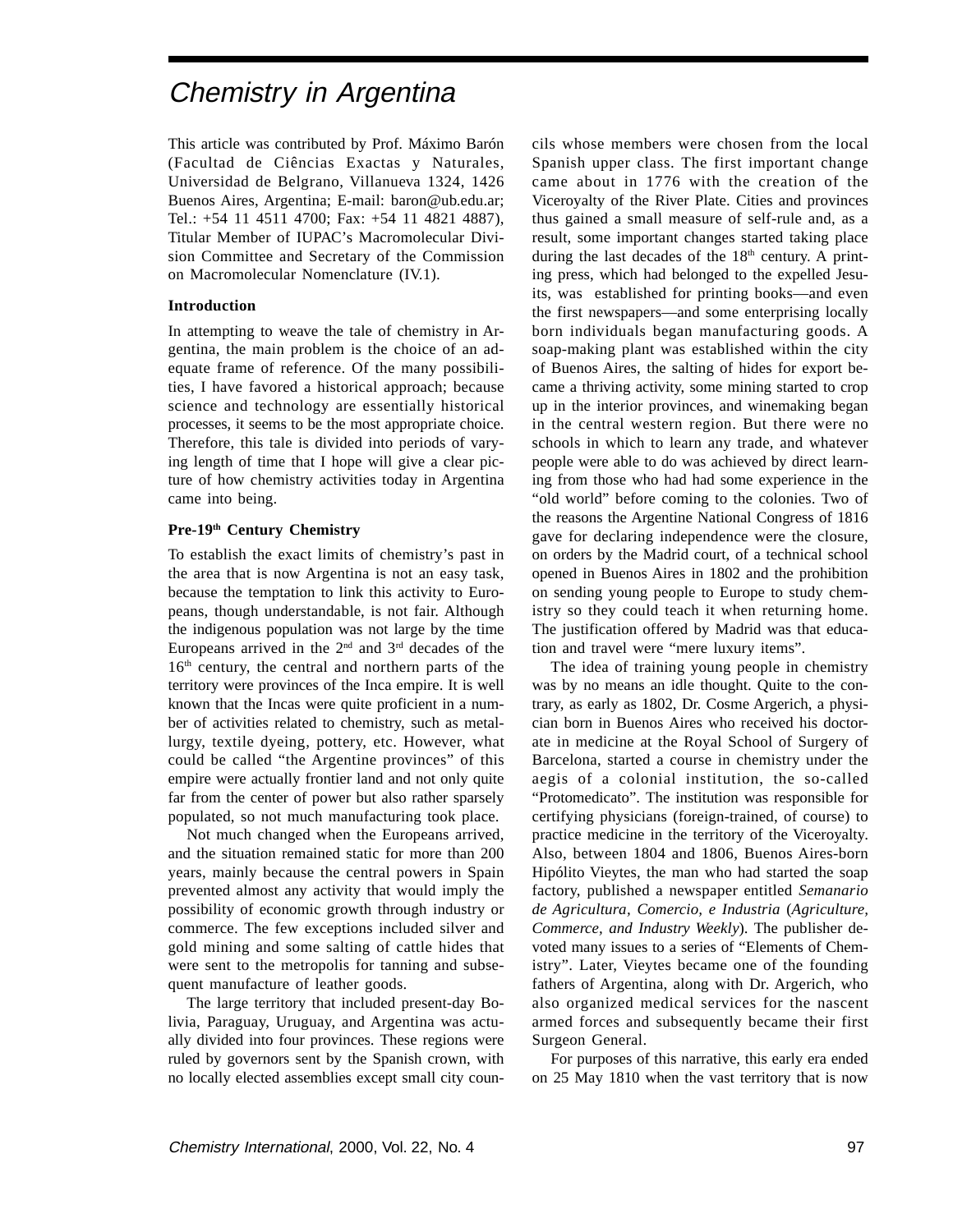# Chemistry in Argentina

This article was contributed by Prof. Máximo Barón (Facultad de Ciências Exactas y Naturales, Universidad de Belgrano, Villanueva 1324, 1426 Buenos Aires, Argentina; E-mail: baron@ub.edu.ar; Tel.: +54 11 4511 4700; Fax: +54 11 4821 4887), Titular Member of IUPAC's Macromolecular Division Committee and Secretary of the Commission on Macromolecular Nomenclature (IV.1).

### Introduction

In attempting to weave the tale of chemistry in Argentina, the main problem is the choice of an adequate frame of reference. Of the many possibilities, I have favored a historical approach; because science and technology are essentially historical processes, it seems to be the most appropriate choice. Therefore, this tale is divided into periods of varying length of time that I hope will give a clear picture of how chemistry activities today in Argentina came into being.

### Pre-19th Century Chemistry

To establish the exact limits of chemistry's past in the area that is now Argentina is not an easy task, because the temptation to link this activity to Europeans, though understandable, is not fair. Although the indigenous population was not large by the time Europeans arrived in the 2nd and 3rd decades of the 16th century, the central and northern parts of the territory were provinces of the Inca empire. It is well known that the Incas were quite proficient in a number of activities related to chemistry, such as metallurgy, textile dyeing, pottery, etc. However, what could be called "the Argentine provinces" of this empire were actually frontier land and not only quite far from the center of power but also rather sparsely populated, so not much manufacturing took place.

Not much changed when the Europeans arrived, and the situation remained static for more than 200 years, mainly because the central powers in Spain prevented almost any activity that would imply the possibility of economic growth through industry or commerce. The few exceptions included silver and gold mining and some salting of cattle hides that were sent to the metropolis for tanning and subsequent manufacture of leather goods.

The large territory that included present-day Bolivia, Paraguay, Uruguay, and Argentina was actually divided into four provinces. These regions were ruled by governors sent by the Spanish crown, with no locally elected assemblies except small city councils whose members were chosen from the local Spanish upper class. The first important change came about in 1776 with the creation of the Viceroyalty of the River Plate. Cities and provinces thus gained a small measure of self-rule and, as a result, some important changes started taking place during the last decades of the 18th century. A printing press, which had belonged to the expelled Jesuits, was established for printing books—and even the first newspapers—and some enterprising locally born individuals began manufacturing goods. A soap-making plant was established within the city of Buenos Aires, the salting of hides for export became a thriving activity, some mining started to crop up in the interior provinces, and winemaking began in the central western region. But there were no schools in which to learn any trade, and whatever people were able to do was achieved by direct learning from those who had had some experience in the "old world" before coming to the colonies. Two of the reasons the Argentine National Congress of 1816 gave for declaring independence were the closure, on orders by the Madrid court, of a technical school opened in Buenos Aires in 1802 and the prohibition on sending young people to Europe to study chemistry so they could teach it when returning home. The justification offered by Madrid was that education and travel were "mere luxury items".

The idea of training young people in chemistry was by no means an idle thought. Quite to the contrary, as early as 1802, Dr. Cosme Argerich, a physician born in Buenos Aires who received his doctorate in medicine at the Royal School of Surgery of Barcelona, started a course in chemistry under the aegis of a colonial institution, the so-called "Protomedicato". The institution was responsible for certifying physicians (foreign-trained, of course) to practice medicine in the territory of the Viceroyalty. Also, between 1804 and 1806, Buenos Aires-born Hipólito Vieytes, the man who had started the soap factory, published a newspaper entitled *Semanario de Agricultura, Comercio, e Industria* (*Agriculture, Commerce, and Industry Weekly*). The publisher devoted many issues to a series of "Elements of Chemistry". Later, Vieytes became one of the founding fathers of Argentina, along with Dr. Argerich, who also organized medical services for the nascent armed forces and subsequently became their first Surgeon General.

For purposes of this narrative, this early era ended on 25 May 1810 when the vast territory that is now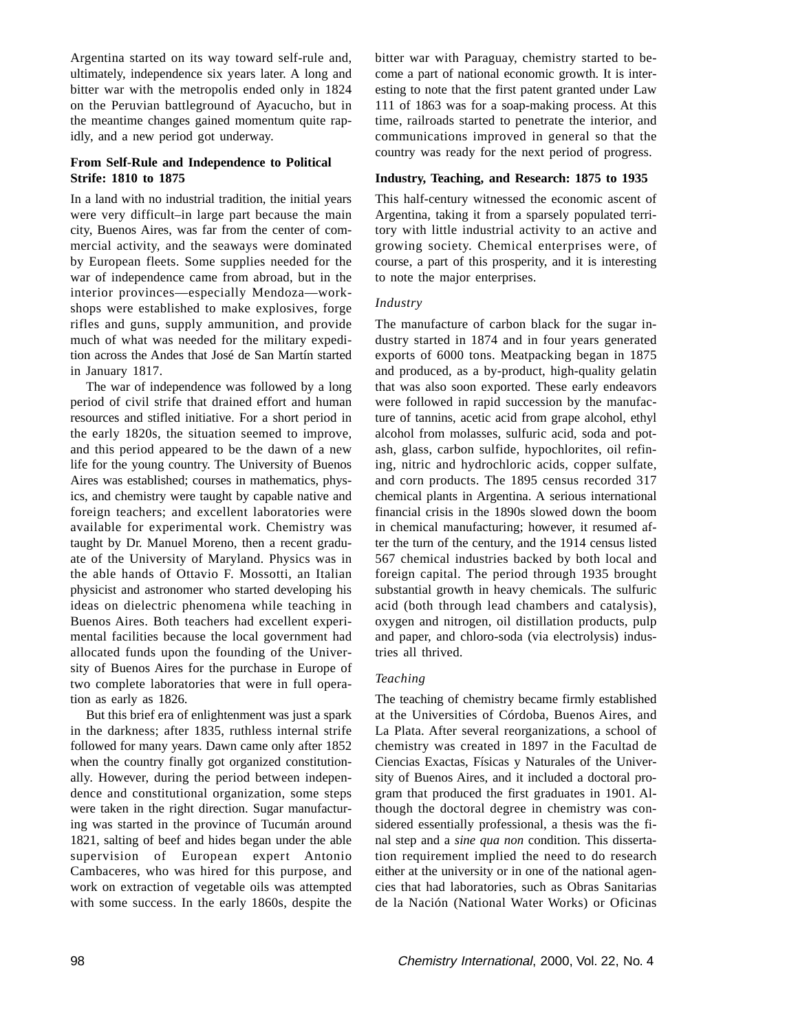Argentina started on its way toward self-rule and, ultimately, independence six years later. A long and bitter war with the metropolis ended only in 1824 on the Peruvian battleground of Ayacucho, but in the meantime changes gained momentum quite rapidly, and a new period got underway.

### From Self-Rule and Independence to Political Strife: 1810 to 1875

In a land with no industrial tradition, the initial years were very difficult–in large part because the main city, Buenos Aires, was far from the center of commercial activity, and the seaways were dominated by European fleets. Some supplies needed for the war of independence came from abroad, but in the interior provinces—especially Mendoza—workshops were established to make explosives, forge rifles and guns, supply ammunition, and provide much of what was needed for the military expedition across the Andes that José de San Martín started in January 1817.

The war of independence was followed by a long period of civil strife that drained effort and human resources and stifled initiative. For a short period in the early 1820s, the situation seemed to improve, and this period appeared to be the dawn of a new life for the young country. The University of Buenos Aires was established; courses in mathematics, physics, and chemistry were taught by capable native and foreign teachers; and excellent laboratories were available for experimental work. Chemistry was taught by Dr. Manuel Moreno, then a recent graduate of the University of Maryland. Physics was in the able hands of Ottavio F. Mossotti, an Italian physicist and astronomer who started developing his ideas on dielectric phenomena while teaching in Buenos Aires. Both teachers had excellent experimental facilities because the local government had allocated funds upon the founding of the University of Buenos Aires for the purchase in Europe of two complete laboratories that were in full operation as early as 1826.

But this brief era of enlightenment was just a spark in the darkness; after 1835, ruthless internal strife followed for many years. Dawn came only after 1852 when the country finally got organized constitutionally. However, during the period between independence and constitutional organization, some steps were taken in the right direction. Sugar manufacturing was started in the province of Tucumán around 1821, salting of beef and hides began under the able supervision of European expert Antonio Cambaceres, who was hired for this purpose, and work on extraction of vegetable oils was attempted with some success. In the early 1860s, despite the bitter war with Paraguay, chemistry started to become a part of national economic growth. It is interesting to note that the first patent granted under Law 111 of 1863 was for a soap-making process. At this time, railroads started to penetrate the interior, and communications improved in general so that the country was ready for the next period of progress.

### Industry, Teaching, and Research: 1875 to 1935

This half-century witnessed the economic ascent of Argentina, taking it from a sparsely populated territory with little industrial activity to an active and growing society. Chemical enterprises were, of course, a part of this prosperity, and it is interesting to note the major enterprises.

#### *Industry*

The manufacture of carbon black for the sugar industry started in 1874 and in four years generated exports of 6000 tons. Meatpacking began in 1875 and produced, as a by-product, high-quality gelatin that was also soon exported. These early endeavors were followed in rapid succession by the manufacture of tannins, acetic acid from grape alcohol, ethyl alcohol from molasses, sulfuric acid, soda and potash, glass, carbon sulfide, hypochlorites, oil refining, nitric and hydrochloric acids, copper sulfate, and corn products. The 1895 census recorded 317 chemical plants in Argentina. A serious international financial crisis in the 1890s slowed down the boom in chemical manufacturing; however, it resumed after the turn of the century, and the 1914 census listed 567 chemical industries backed by both local and foreign capital. The period through 1935 brought substantial growth in heavy chemicals. The sulfuric acid (both through lead chambers and catalysis), oxygen and nitrogen, oil distillation products, pulp and paper, and chloro-soda (via electrolysis) industries all thrived.

#### *Teaching*

The teaching of chemistry became firmly established at the Universities of Córdoba, Buenos Aires, and La Plata. After several reorganizations, a school of chemistry was created in 1897 in the Facultad de Ciencias Exactas, Físicas y Naturales of the University of Buenos Aires, and it included a doctoral program that produced the first graduates in 1901. Although the doctoral degree in chemistry was considered essentially professional, a thesis was the final step and a *sine qua non* condition. This dissertation requirement implied the need to do research either at the university or in one of the national agencies that had laboratories, such as Obras Sanitarias de la Nación (National Water Works) or Oficinas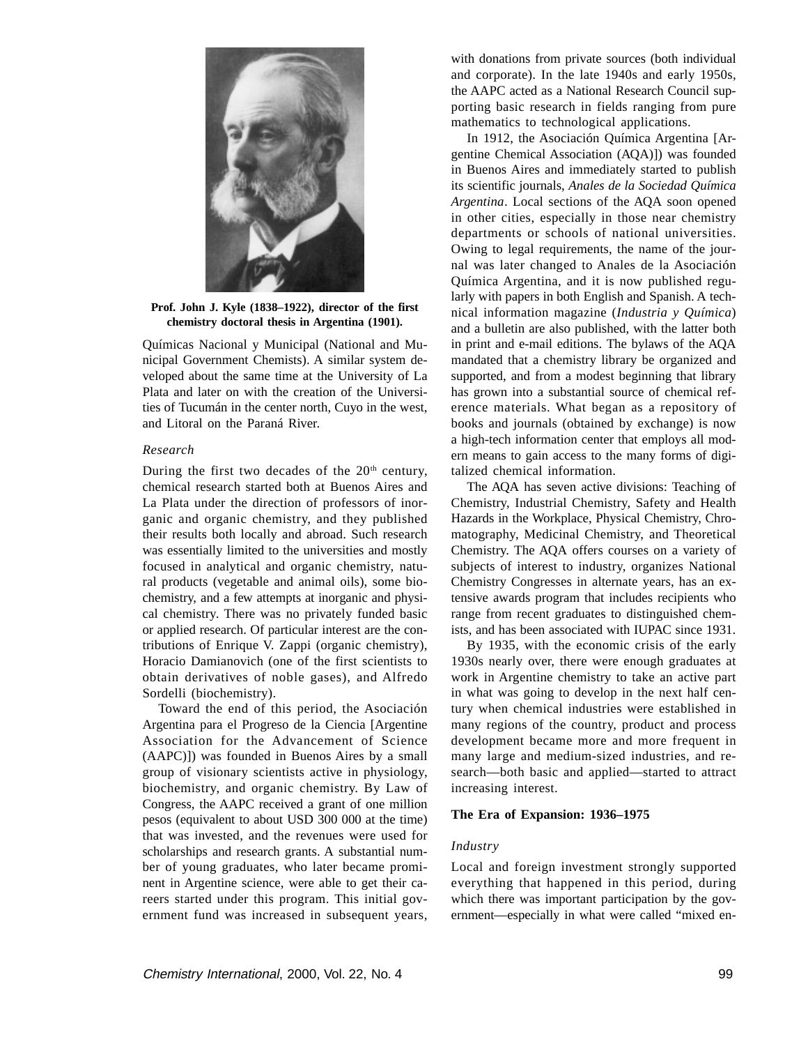Prof. John J. Kyle (1838–1922), director of the first chemistry doctoral thesis in Argentina (1901).

Químicas Nacional y Municipal (National and Municipal Government Chemists). A similar system developed about the same time at the University of La Plata and later on with the creation of the Universities of Tucumán in the center north, Cuyo in the west, and Litoral on the Paraná River.

### *Research*

During the first two decades of the 20th century, chemical research started both at Buenos Aires and La Plata under the direction of professors of inorganic and organic chemistry, and they published their results both locally and abroad. Such research was essentially limited to the universities and mostly focused in analytical and organic chemistry, natural products (vegetable and animal oils), some biochemistry, and a few attempts at inorganic and physical chemistry. There was no privately funded basic or applied research. Of particular interest are the contributions of Enrique V. Zappi (organic chemistry), Horacio Damianovich (one of the first scientists to obtain derivatives of noble gases), and Alfredo Sordelli (biochemistry).

Toward the end of this period, the Asociación Argentina para el Progreso de la Ciencia [Argentine Association for the Advancement of Science (AAPC)]) was founded in Buenos Aires by a small group of visionary scientists active in physiology, biochemistry, and organic chemistry. By Law of Congress, the AAPC received a grant of one million pesos (equivalent to about USD 300 000 at the time) that was invested, and the revenues were used for scholarships and research grants. A substantial number of young graduates, who later became prominent in Argentine science, were able to get their careers started under this program. This initial government fund was increased in subsequent years, with donations from private sources (both individual and corporate). In the late 1940s and early 1950s, the AAPC acted as a National Research Council supporting basic research in fields ranging from pure mathematics to technological applications.

In 1912, the Asociación Química Argentina [Argentine Chemical Association (AQA)]) was founded in Buenos Aires and immediately started to publish its scientific journals, *Anales de la Sociedad Química Argentina*. Local sections of the AQA soon opened in other cities, especially in those near chemistry departments or schools of national universities. Owing to legal requirements, the name of the journal was later changed to Anales de la Asociación Química Argentina, and it is now published regularly with papers in both English and Spanish. A technical information magazine (*Industria y Química*) and a bulletin are also published, with the latter both in print and e-mail editions. The bylaws of the AQA mandated that a chemistry library be organized and supported, and from a modest beginning that library has grown into a substantial source of chemical reference materials. What began as a repository of books and journals (obtained by exchange) is now a high-tech information center that employs all modern means to gain access to the many forms of digitalized chemical information.

The AQA has seven active divisions: Teaching of Chemistry, Industrial Chemistry, Safety and Health Hazards in the Workplace, Physical Chemistry, Chromatography, Medicinal Chemistry, and Theoretical Chemistry. The AQA offers courses on a variety of subjects of interest to industry, organizes National Chemistry Congresses in alternate years, has an extensive awards program that includes recipients who range from recent graduates to distinguished chemists, and has been associated with IUPAC since 1931.

By 1935, with the economic crisis of the early 1930s nearly over, there were enough graduates at work in Argentine chemistry to take an active part in what was going to develop in the next half century when chemical industries were established in many regions of the country, product and process development became more and more frequent in many large and medium-sized industries, and research—both basic and applied—started to attract increasing interest.

## The Era of Expansion: 1936–1975

### *Industry*

Local and foreign investment strongly supported everything that happened in this period, during which there was important participation by the government—especially in what were called "mixed en-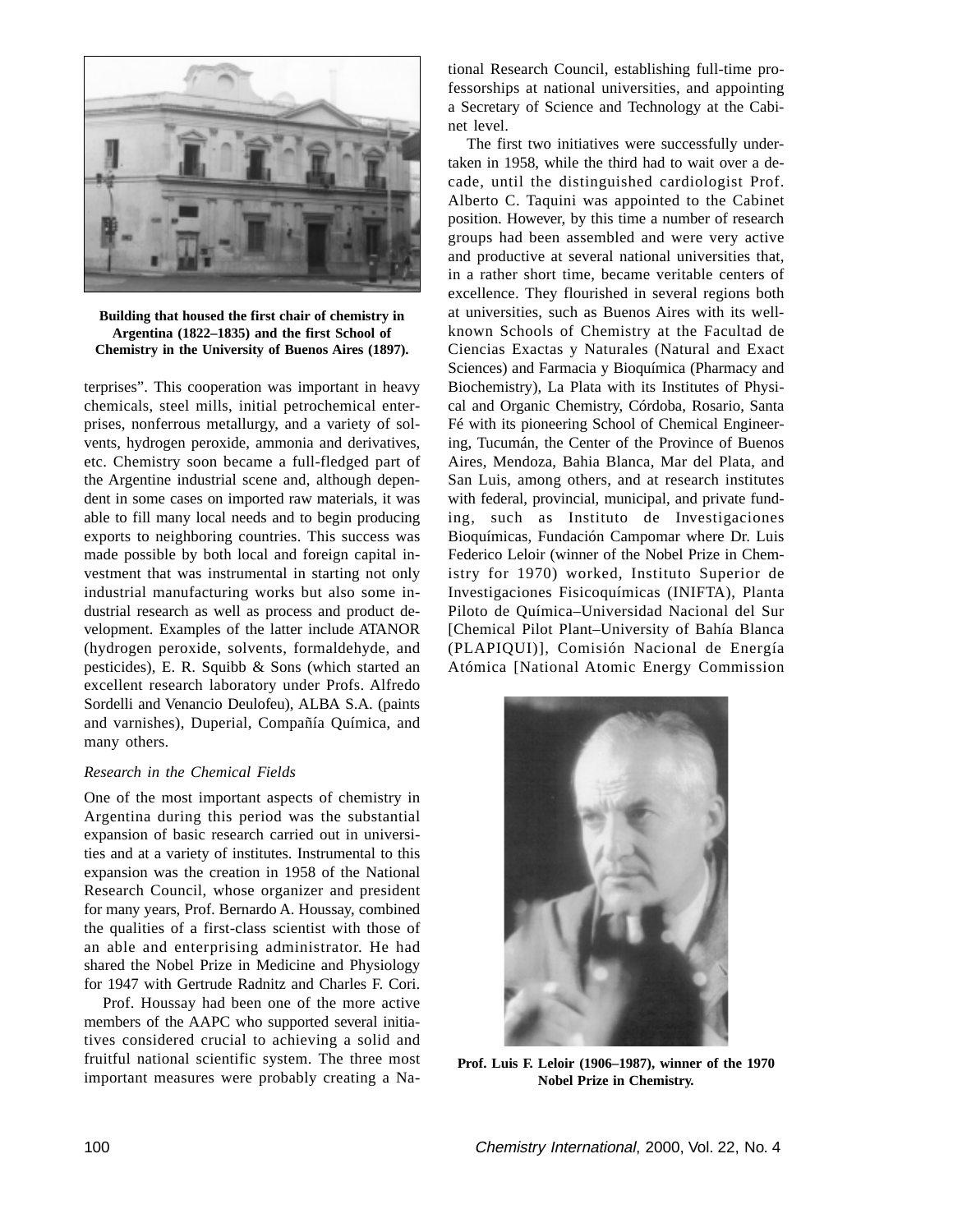Building that housed the first chair of chemistry in Argentina (1822–1835) and the first School of Chemistry in the University of Buenos Aires (1897).

terprises". This cooperation was important in heavy chemicals, steel mills, initial petrochemical enterprises, nonferrous metallurgy, and a variety of solvents, hydrogen peroxide, ammonia and derivatives, etc. Chemistry soon became a full-fledged part of the Argentine industrial scene and, although dependent in some cases on imported raw materials, it was able to fill many local needs and to begin producing exports to neighboring countries. This success was made possible by both local and foreign capital investment that was instrumental in starting not only industrial manufacturing works but also some industrial research as well as process and product development. Examples of the latter include ATANOR (hydrogen peroxide, solvents, formaldehyde, and pesticides), E. R. Squibb & Sons (which started an excellent research laboratory under Profs. Alfredo Sordelli and Venancio Deulofeu), ALBA S.A. (paints and varnishes), Duperial, Compañía Química, and many others.

*Research in the Chemical Fields*

One of the most important aspects of chemistry in Argentina during this period was the substantial expansion of basic research carried out in universities and at a variety of institutes. Instrumental to this expansion was the creation in 1958 of the National Research Council, whose organizer and president for many years, Prof. Bernardo A. Houssay, combined the qualities of a first-class scientist with those of an able and enterprising administrator. He had shared the Nobel Prize in Medicine and Physiology for 1947 with Gertrude Radnitz and Charles F. Cori.

Prof. Houssay had been one of the more active members of the AAPC who supported several initiatives considered crucial to achieving a solid and fruitful national scientific system. The three most important measures were probably creating a National Research Council, establishing full-time professorships at national universities, and appointing a Secretary of Science and Technology at the Cabinet level.

The first two initiatives were successfully undertaken in 1958, while the third had to wait over a decade, until the distinguished cardiologist Prof. Alberto C. Taquini was appointed to the Cabinet position. However, by this time a number of research groups had been assembled and were very active and productive at several national universities that, in a rather short time, became veritable centers of excellence. They flourished in several regions both at universities, such as Buenos Aires with its well-known Schools of Chemistry at the Facultad de Ciencias Exactas y Naturales (Natural and Exact Sciences) and Farmacia y Bioquímica (Pharmacy and Biochemistry), La Plata with its Institutes of Physical and Organic Chemistry, Córdoba, Rosario, Santa Fé with its pioneering School of Chemical Engineering, Tucumán, the Center of the Province of Buenos Aires, Mendoza, Bahia Blanca, Mar del Plata, and San Luis, among others, and at research institutes with federal, provincial, municipal, and private funding, such as Instituto de Investigaciones Bioquímicas, Fundación Campomar where Dr. Luis Federico Leloir (winner of the Nobel Prize in Chemistry for 1970) worked, Instituto Superior de Investigaciones Fisicoquímicas (INIFTA), Planta Piloto de Química–Universidad Nacional del Sur [Chemical Pilot Plant–University of Bahía Blanca (PLAPIQUI)], Comisión Nacional de Energía Atómica [National Atomic Energy Commission

Prof. Luis F. Leloir (1906–1987), winner of the 1970 Nobel Prize in Chemistry.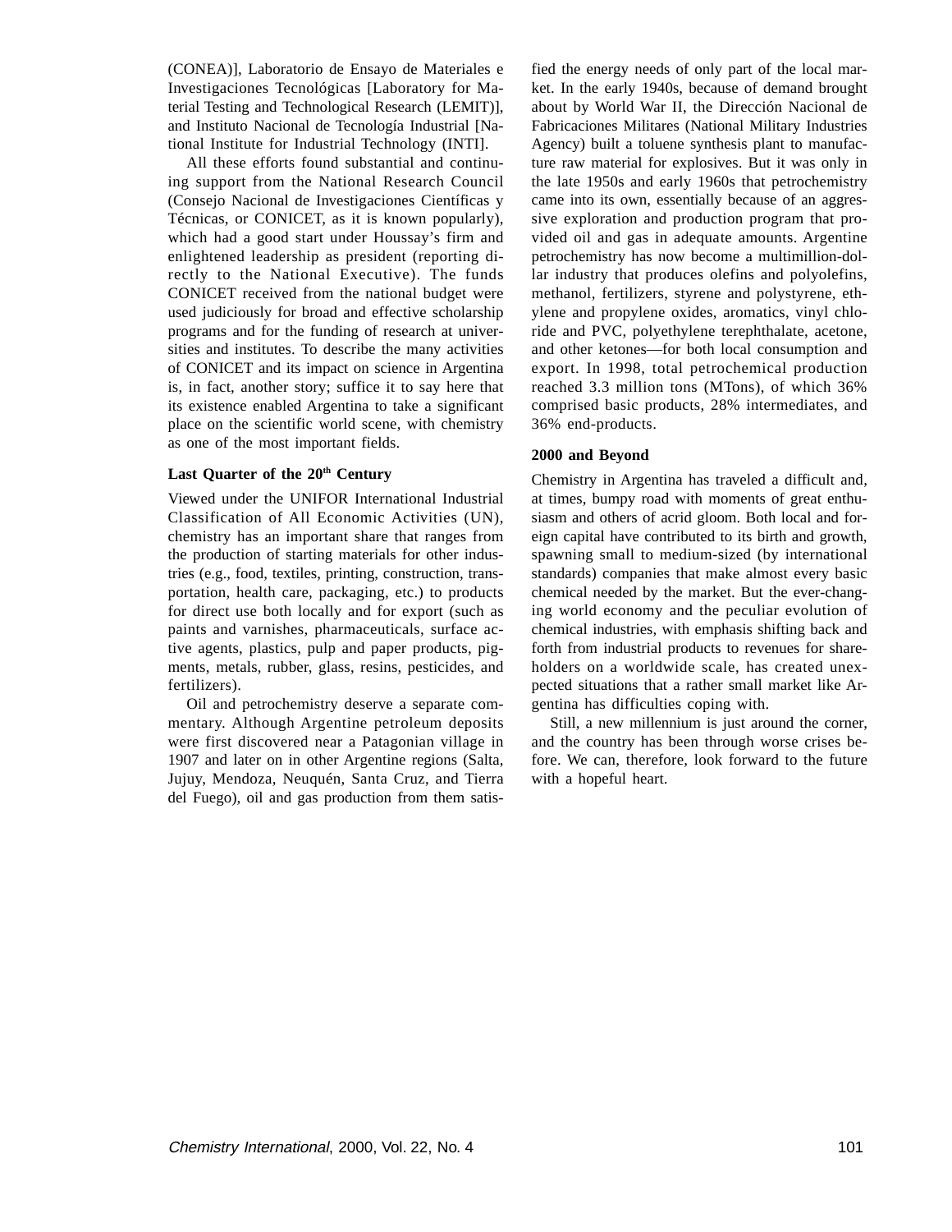(CONEA)], Laboratorio de Ensayo de Materiales e Investigaciones Tecnológicas [Laboratory for Material Testing and Technological Research (LEMIT)], and Instituto Nacional de Tecnología Industrial [National Institute for Industrial Technology (INTI].

All these efforts found substantial and continuing support from the National Research Council (Consejo Nacional de Investigaciones Científicas y Técnicas, or CONICET, as it is known popularly), which had a good start under Houssay's firm and enlightened leadership as president (reporting directly to the National Executive). The funds CONICET received from the national budget were used judiciously for broad and effective scholarship programs and for the funding of research at universities and institutes. To describe the many activities of CONICET and its impact on science in Argentina is, in fact, another story; suffice it to say here that its existence enabled Argentina to take a significant place on the scientific world scene, with chemistry as one of the most important fields.

### Last Quarter of the 20th Century

Viewed under the UNIFOR International Industrial Classification of All Economic Activities (UN), chemistry has an important share that ranges from the production of starting materials for other industries (e.g., food, textiles, printing, construction, transportation, health care, packaging, etc.) to products for direct use both locally and for export (such as paints and varnishes, pharmaceuticals, surface active agents, plastics, pulp and paper products, pigments, metals, rubber, glass, resins, pesticides, and fertilizers).

Oil and petrochemistry deserve a separate commentary. Although Argentine petroleum deposits were first discovered near a Patagonian village in 1907 and later on in other Argentine regions (Salta, Jujuy, Mendoza, Neuquén, Santa Cruz, and Tierra del Fuego), oil and gas production from them satisfied the energy needs of only part of the local market. In the early 1940s, because of demand brought about by World War II, the Dirección Nacional de Fabricaciones Militares (National Military Industries Agency) built a toluene synthesis plant to manufacture raw material for explosives. But it was only in the late 1950s and early 1960s that petrochemistry came into its own, essentially because of an aggressive exploration and production program that provided oil and gas in adequate amounts. Argentine petrochemistry has now become a multimillion-dollar industry that produces olefins and polyolefins, methanol, fertilizers, styrene and polystyrene, ethylene and propylene oxides, aromatics, vinyl chloride and PVC, polyethylene terephthalate, acetone, and other ketones—for both local consumption and export. In 1998, total petrochemical production reached 3.3 million tons (MTons), of which 36% comprised basic products, 28% intermediates, and 36% end-products.

### 2000 and Beyond

Chemistry in Argentina has traveled a difficult and, at times, bumpy road with moments of great enthusiasm and others of acrid gloom. Both local and foreign capital have contributed to its birth and growth, spawning small to medium-sized (by international standards) companies that make almost every basic chemical needed by the market. But the ever-changing world economy and the peculiar evolution of chemical industries, with emphasis shifting back and forth from industrial products to revenues for shareholders on a worldwide scale, has created unexpected situations that a rather small market like Argentina has difficulties coping with.

Still, a new millennium is just around the corner, and the country has been through worse crises before. We can, therefore, look forward to the future with a hopeful heart.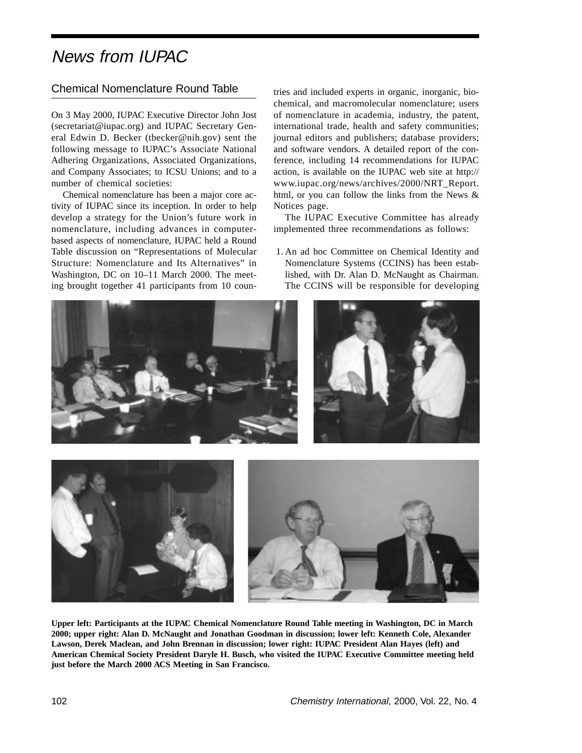# News from IUPAC

## Chemical Nomenclature Round Table

On 3 May 2000, IUPAC Executive Director John Jost (secretariat@iupac.org) and IUPAC Secretary General Edwin D. Becker (tbecker@nih.gov) sent the following message to IUPAC's Associate National Adhering Organizations, Associated Organizations, and Company Associates; to ICSU Unions; and to a number of chemical societies:

Chemical nomenclature has been a major core activity of IUPAC since its inception. In order to help develop a strategy for the Union's future work in nomenclature, including advances in computer-based aspects of nomenclature, IUPAC held a Round Table discussion on "Representations of Molecular Structure: Nomenclature and Its Alternatives" in Washington, DC on 10–11 March 2000. The meeting brought together 41 participants from 10 countries and included experts in organic, inorganic, biochemical, and macromolecular nomenclature; users of nomenclature in academia, industry, the patent, international trade, health and safety communities; journal editors and publishers; database providers; and software vendors. A detailed report of the conference, including 14 recommendations for IUPAC action, is available on the IUPAC web site at http://www.iupac.org/news/archives/2000/NRT_Report.html, or you can follow the links from the News & Notices page.

The IUPAC Executive Committee has already implemented three recommendations as follows:

1. An ad hoc Committee on Chemical Identity and Nomenclature Systems (CCINS) has been established, with Dr. Alan D. McNaught as Chairman. The CCINS will be responsible for developing

**Upper left: Participants at the IUPAC Chemical Nomenclature Round Table meeting in Washington, DC in March 2000; upper right: Alan D. McNaught and Jonathan Goodman in discussion; lower left: Kenneth Cole, Alexander Lawson, Derek Maclean, and John Brennan in discussion; lower right: IUPAC President Alan Hayes (left) and American Chemical Society President Daryle H. Busch, who visited the IUPAC Executive Committee meeting held just before the March 2000 ACS Meeting in San Francisco.**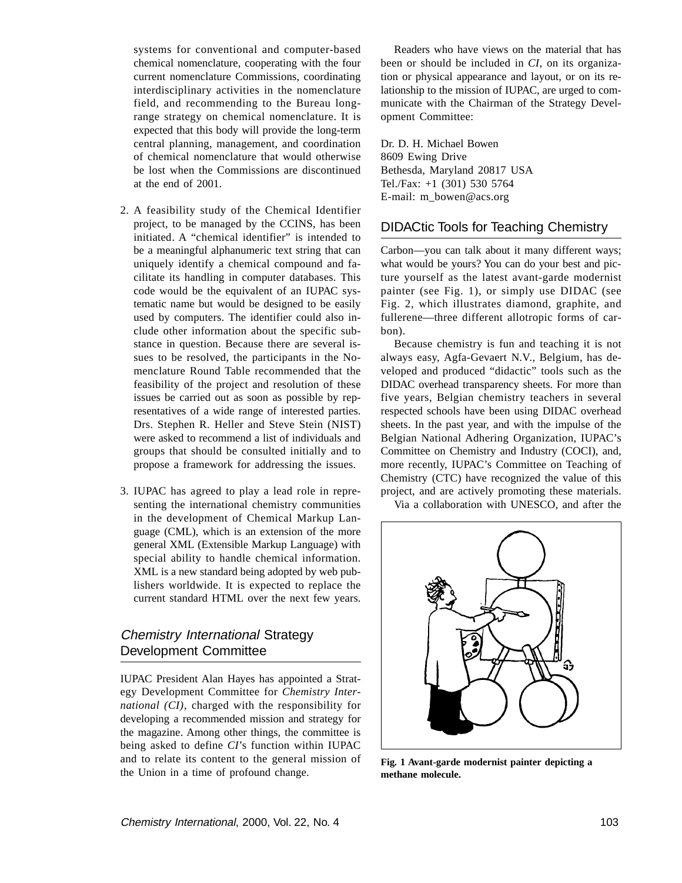systems for conventional and computer-based chemical nomenclature, cooperating with the four current nomenclature Commissions, coordinating interdisciplinary activities in the nomenclature field, and recommending to the Bureau long-range strategy on chemical nomenclature. It is expected that this body will provide the long-term central planning, management, and coordination of chemical nomenclature that would otherwise be lost when the Commissions are discontinued at the end of 2001.

2. A feasibility study of the Chemical Identifier project, to be managed by the CCINS, has been initiated. A "chemical identifier" is intended to be a meaningful alphanumeric text string that can uniquely identify a chemical compound and facilitate its handling in computer databases. This code would be the equivalent of an IUPAC systematic name but would be designed to be easily used by computers. The identifier could also include other information about the specific substance in question. Because there are several issues to be resolved, the participants in the Nomenclature Round Table recommended that the feasibility of the project and resolution of these issues be carried out as soon as possible by representatives of a wide range of interested parties. Drs. Stephen R. Heller and Steve Stein (NIST) were asked to recommend a list of individuals and groups that should be consulted initially and to propose a framework for addressing the issues.

3. IUPAC has agreed to play a lead role in representing the international chemistry communities in the development of Chemical Markup Language (CML), which is an extension of the more general XML (Extensible Markup Language) with special ability to handle chemical information. XML is a new standard being adopted by web publishers worldwide. It is expected to replace the current standard HTML over the next few years.

## *Chemistry International* Strategy Development Committee

IUPAC President Alan Hayes has appointed a Strategy Development Committee for *Chemistry International (CI)*, charged with the responsibility for developing a recommended mission and strategy for the magazine. Among other things, the committee is being asked to define *CI*'s function within IUPAC and to relate its content to the general mission of the Union in a time of profound change.

Readers who have views on the material that has been or should be included in *CI*, on its organization or physical appearance and layout, or on its relationship to the mission of IUPAC, are urged to communicate with the Chairman of the Strategy Development Committee:

Dr. D. H. Michael Bowen
8609 Ewing Drive
Bethesda, Maryland 20817 USA
Tel./Fax: +1 (301) 530 5764
E-mail: m_bowen@acs.org

## DIDACtic Tools for Teaching Chemistry

Carbon—you can talk about it many different ways; what would be yours? You can do your best and picture yourself as the latest avant-garde modernist painter (see Fig. 1), or simply use DIDAC (see Fig. 2, which illustrates diamond, graphite, and fullerene—three different allotropic forms of carbon).

Because chemistry is fun and teaching it is not always easy, Agfa-Gevaert N.V., Belgium, has developed and produced "didactic" tools such as the DIDAC overhead transparency sheets. For more than five years, Belgian chemistry teachers in several respected schools have been using DIDAC overhead sheets. In the past year, and with the impulse of the Belgian National Adhering Organization, IUPAC's Committee on Chemistry and Industry (COCI), and, more recently, IUPAC's Committee on Teaching of Chemistry (CTC) have recognized the value of this project, and are actively promoting these materials.

Via a collaboration with UNESCO, and after the

**Fig. 1 Avant-garde modernist painter depicting a methane molecule.**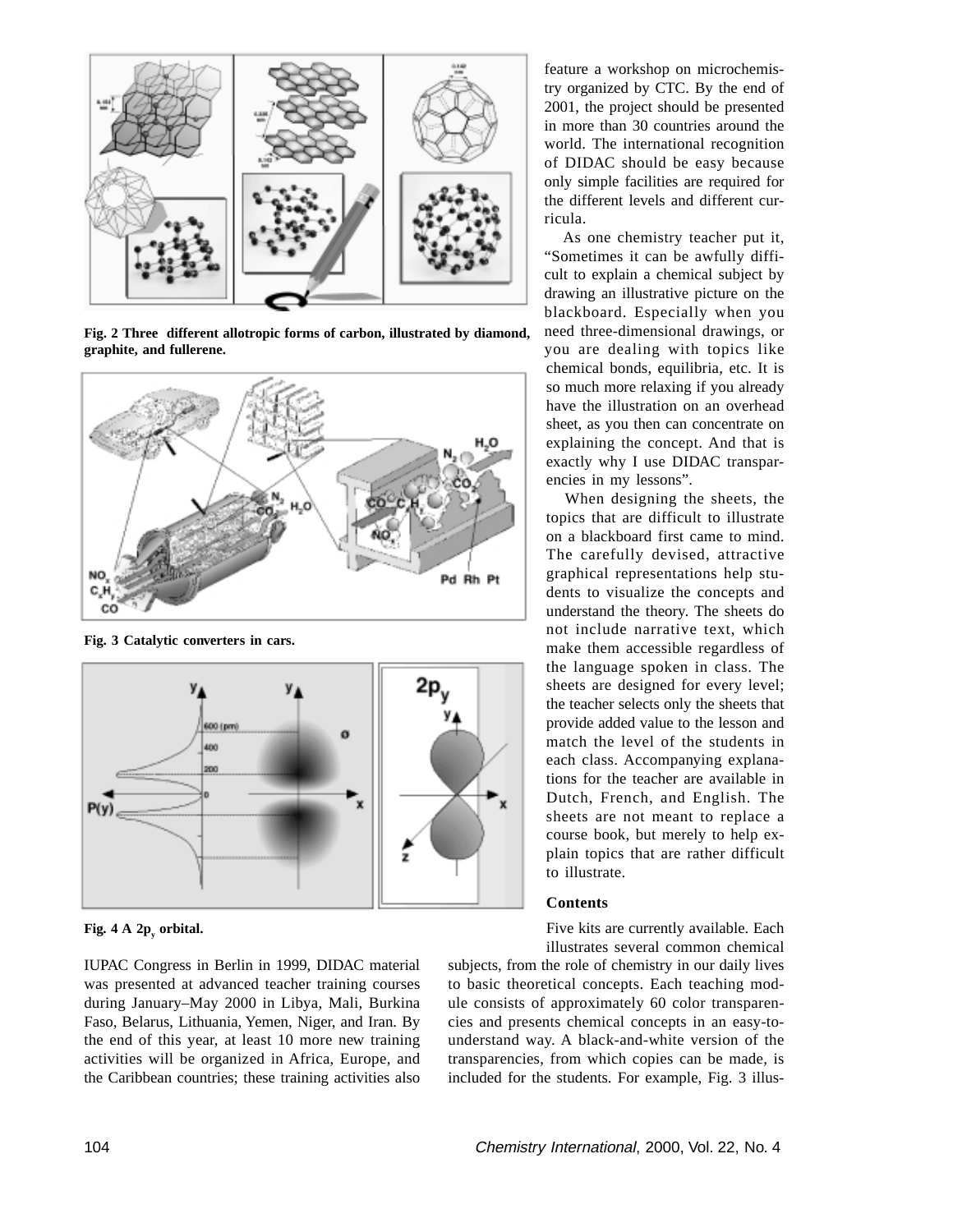Fig. 2 Three different allotropic forms of carbon, illustrated by diamond, graphite, and fullerene.

Fig. 3 Catalytic converters in cars.

Fig. 4 A $2p_y$ orbital.

IUPAC Congress in Berlin in 1999, DIDAC material was presented at advanced teacher training courses during January–May 2000 in Libya, Mali, Burkina Faso, Belarus, Lithuania, Yemen, Niger, and Iran. By the end of this year, at least 10 more new training activities will be organized in Africa, Europe, and the Caribbean countries; these training activities also feature a workshop on microchemistry organized by CTC. By the end of 2001, the project should be presented in more than 30 countries around the world. The international recognition of DIDAC should be easy because only simple facilities are required for the different levels and different curricula.

As one chemistry teacher put it, "Sometimes it can be awfully difficult to explain a chemical subject by drawing an illustrative picture on the blackboard. Especially when you need three-dimensional drawings, or you are dealing with topics like chemical bonds, equilibria, etc. It is so much more relaxing if you already have the illustration on an overhead sheet, as you then can concentrate on explaining the concept. And that is exactly why I use DIDAC transparencies in my lessons".

When designing the sheets, the topics that are difficult to illustrate on a blackboard first came to mind. The carefully devised, attractive graphical representations help students to visualize the concepts and understand the theory. The sheets do not include narrative text, which make them accessible regardless of the language spoken in class. The sheets are designed for every level; the teacher selects only the sheets that provide added value to the lesson and match the level of the students in each class. Accompanying explanations for the teacher are available in Dutch, French, and English. The sheets are not meant to replace a course book, but merely to help explain topics that are rather difficult to illustrate.

### Contents

Five kits are currently available. Each illustrates several common chemical subjects, from the role of chemistry in our daily lives to basic theoretical concepts. Each teaching module consists of approximately 60 color transparencies and presents chemical concepts in an easy-to-understand way. A black-and-white version of the transparencies, from which copies can be made, is included for the students. For example, Fig. 3 illus-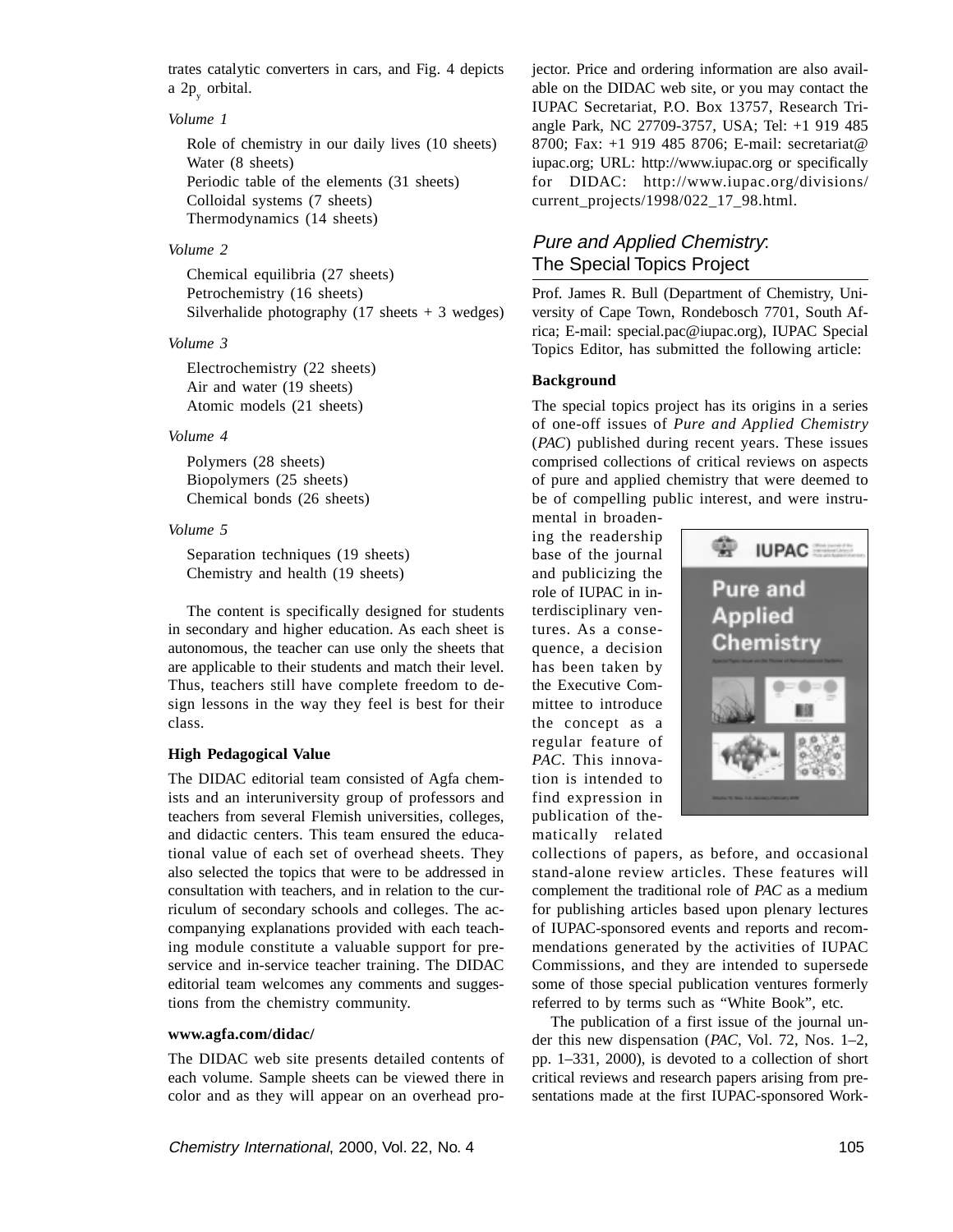trates catalytic converters in cars, and Fig. 4 depicts a $2p_y$ orbital.

*Volume 1*

Role of chemistry in our daily lives (10 sheets)
Water (8 sheets)
Periodic table of the elements (31 sheets)
Colloidal systems (7 sheets)
Thermodynamics (14 sheets)

*Volume 2*

Chemical equilibria (27 sheets)
Petrochemistry (16 sheets)
Silverhalide photography (17 sheets + 3 wedges)

*Volume 3*

Electrochemistry (22 sheets)
Air and water (19 sheets)
Atomic models (21 sheets)

*Volume 4*

Polymers (28 sheets)
Biopolymers (25 sheets)
Chemical bonds (26 sheets)

*Volume 5*

Separation techniques (19 sheets)
Chemistry and health (19 sheets)

The content is specifically designed for students in secondary and higher education. As each sheet is autonomous, the teacher can use only the sheets that are applicable to their students and match their level. Thus, teachers still have complete freedom to design lessons in the way they feel is best for their class.

**High Pedagogical Value**

The DIDAC editorial team consisted of Agfa chemists and an interuniversity group of professors and teachers from several Flemish universities, colleges, and didactic centers. This team ensured the educational value of each set of overhead sheets. They also selected the topics that were to be addressed in consultation with teachers, and in relation to the curriculum of secondary schools and colleges. The accompanying explanations provided with each teaching module constitute a valuable support for preservice and in-service teacher training. The DIDAC editorial team welcomes any comments and suggestions from the chemistry community.

**www.agfa.com/didac/**

The DIDAC web site presents detailed contents of each volume. Sample sheets can be viewed there in color and as they will appear on an overhead projector. Price and ordering information are also available on the DIDAC web site, or you may contact the IUPAC Secretariat, P.O. Box 13757, Research Triangle Park, NC 27709-3757, USA; Tel: +1 919 485 8700; Fax: +1 919 485 8706; E-mail: secretariat@iupac.org; URL: http://www.iupac.org or specifically for DIDAC: http://www.iupac.org/divisions/current_projects/1998/022_17_98.html.

## *Pure and Applied Chemistry*: The Special Topics Project

Prof. James R. Bull (Department of Chemistry, University of Cape Town, Rondebosch 7701, South Africa; E-mail: special.pac@iupac.org), IUPAC Special Topics Editor, has submitted the following article:

**Background**

The special topics project has its origins in a series of one-off issues of *Pure and Applied Chemistry* (*PAC*) published during recent years. These issues comprised collections of critical reviews on aspects of pure and applied chemistry that were deemed to be of compelling public interest, and were instrumental in broadening the readership base of the journal and publicizing the role of IUPAC in interdisciplinary ventures. As a consequence, a decision has been taken by the Executive Committee to introduce the concept as a regular feature of *PAC*. This innovation is intended to find expression in publication of thematically related collections of papers, as before, and occasional stand-alone review articles. These features will complement the traditional role of *PAC* as a medium for publishing articles based upon plenary lectures of IUPAC-sponsored events and reports and recommendations generated by the activities of IUPAC Commissions, and they are intended to supersede some of those special publication ventures formerly referred to by terms such as "White Book", etc.

The publication of a first issue of the journal under this new dispensation (*PAC*, Vol. 72, Nos. 1–2, pp. 1–331, 2000), is devoted to a collection of short critical reviews and research papers arising from presentations made at the first IUPAC-sponsored Work-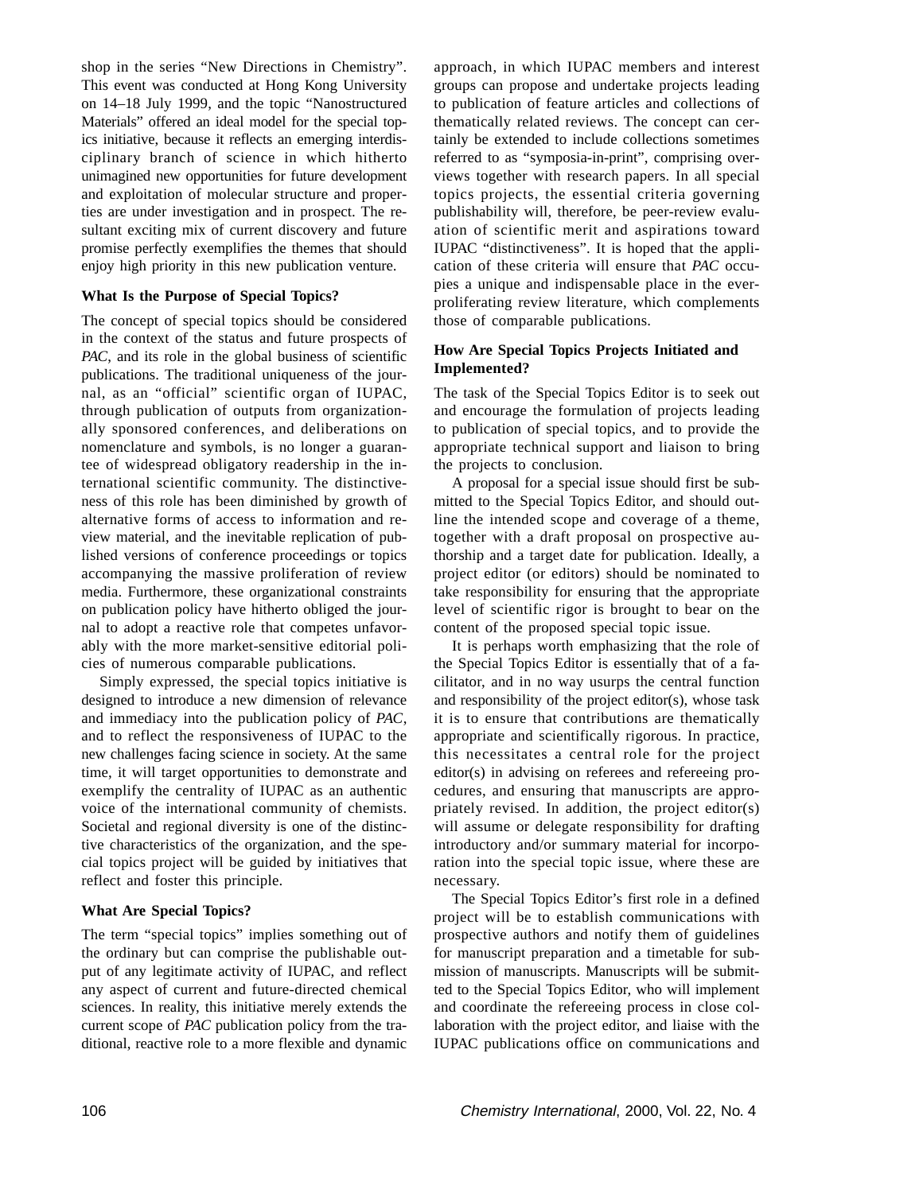shop in the series "New Directions in Chemistry". This event was conducted at Hong Kong University on 14–18 July 1999, and the topic "Nanostructured Materials" offered an ideal model for the special topics initiative, because it reflects an emerging interdisciplinary branch of science in which hitherto unimagined new opportunities for future development and exploitation of molecular structure and properties are under investigation and in prospect. The resultant exciting mix of current discovery and future promise perfectly exemplifies the themes that should enjoy high priority in this new publication venture.

**What Is the Purpose of Special Topics?**

The concept of special topics should be considered in the context of the status and future prospects of *PAC*, and its role in the global business of scientific publications. The traditional uniqueness of the journal, as an "official" scientific organ of IUPAC, through publication of outputs from organizationally sponsored conferences, and deliberations on nomenclature and symbols, is no longer a guarantee of widespread obligatory readership in the international scientific community. The distinctiveness of this role has been diminished by growth of alternative forms of access to information and review material, and the inevitable replication of published versions of conference proceedings or topics accompanying the massive proliferation of review media. Furthermore, these organizational constraints on publication policy have hitherto obliged the journal to adopt a reactive role that competes unfavorably with the more market-sensitive editorial policies of numerous comparable publications.

Simply expressed, the special topics initiative is designed to introduce a new dimension of relevance and immediacy into the publication policy of *PAC*, and to reflect the responsiveness of IUPAC to the new challenges facing science in society. At the same time, it will target opportunities to demonstrate and exemplify the centrality of IUPAC as an authentic voice of the international community of chemists. Societal and regional diversity is one of the distinctive characteristics of the organization, and the special topics project will be guided by initiatives that reflect and foster this principle.

**What Are Special Topics?**

The term "special topics" implies something out of the ordinary but can comprise the publishable output of any legitimate activity of IUPAC, and reflect any aspect of current and future-directed chemical sciences. In reality, this initiative merely extends the current scope of *PAC* publication policy from the traditional, reactive role to a more flexible and dynamic approach, in which IUPAC members and interest groups can propose and undertake projects leading to publication of feature articles and collections of thematically related reviews. The concept can certainly be extended to include collections sometimes referred to as "symposia-in-print", comprising overviews together with research papers. In all special topics projects, the essential criteria governing publishability will, therefore, be peer-review evaluation of scientific merit and aspirations toward IUPAC "distinctiveness". It is hoped that the application of these criteria will ensure that *PAC* occupies a unique and indispensable place in the ever-proliferating review literature, which complements those of comparable publications.

**How Are Special Topics Projects Initiated and Implemented?**

The task of the Special Topics Editor is to seek out and encourage the formulation of projects leading to publication of special topics, and to provide the appropriate technical support and liaison to bring the projects to conclusion.

A proposal for a special issue should first be submitted to the Special Topics Editor, and should outline the intended scope and coverage of a theme, together with a draft proposal on prospective authorship and a target date for publication. Ideally, a project editor (or editors) should be nominated to take responsibility for ensuring that the appropriate level of scientific rigor is brought to bear on the content of the proposed special topic issue.

It is perhaps worth emphasizing that the role of the Special Topics Editor is essentially that of a facilitator, and in no way usurps the central function and responsibility of the project editor(s), whose task it is to ensure that contributions are thematically appropriate and scientifically rigorous. In practice, this necessitates a central role for the project editor(s) in advising on referees and refereeing procedures, and ensuring that manuscripts are appropriately revised. In addition, the project editor(s) will assume or delegate responsibility for drafting introductory and/or summary material for incorporation into the special topic issue, where these are necessary.

The Special Topics Editor's first role in a defined project will be to establish communications with prospective authors and notify them of guidelines for manuscript preparation and a timetable for submission of manuscripts. Manuscripts will be submitted to the Special Topics Editor, who will implement and coordinate the refereeing process in close collaboration with the project editor, and liaise with the IUPAC publications office on communications and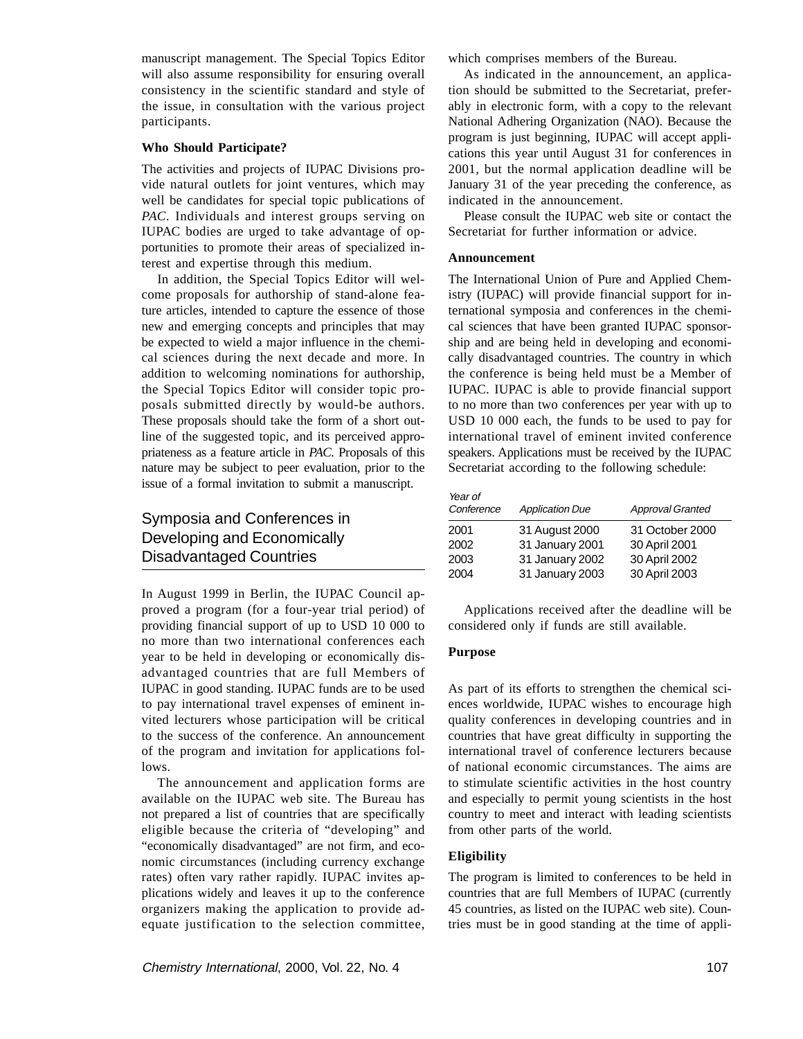manuscript management. The Special Topics Editor will also assume responsibility for ensuring overall consistency in the scientific standard and style of the issue, in consultation with the various project participants.

**Who Should Participate?**

The activities and projects of IUPAC Divisions provide natural outlets for joint ventures, which may well be candidates for special topic publications of *PAC*. Individuals and interest groups serving on IUPAC bodies are urged to take advantage of opportunities to promote their areas of specialized interest and expertise through this medium.

In addition, the Special Topics Editor will welcome proposals for authorship of stand-alone feature articles, intended to capture the essence of those new and emerging concepts and principles that may be expected to wield a major influence in the chemical sciences during the next decade and more. In addition to welcoming nominations for authorship, the Special Topics Editor will consider topic proposals submitted directly by would-be authors. These proposals should take the form of a short outline of the suggested topic, and its perceived appropriateness as a feature article in *PAC*. Proposals of this nature may be subject to peer evaluation, prior to the issue of a formal invitation to submit a manuscript.

## Symposia and Conferences in Developing and Economically Disadvantaged Countries

In August 1999 in Berlin, the IUPAC Council approved a program (for a four-year trial period) of providing financial support of up to USD 10 000 to no more than two international conferences each year to be held in developing or economically disadvantaged countries that are full Members of IUPAC in good standing. IUPAC funds are to be used to pay international travel expenses of eminent invited lecturers whose participation will be critical to the success of the conference. An announcement of the program and invitation for applications follows.

The announcement and application forms are available on the IUPAC web site. The Bureau has not prepared a list of countries that are specifically eligible because the criteria of "developing" and "economically disadvantaged" are not firm, and economic circumstances (including currency exchange rates) often vary rather rapidly. IUPAC invites applications widely and leaves it up to the conference organizers making the application to provide adequate justification to the selection committee, which comprises members of the Bureau.

As indicated in the announcement, an application should be submitted to the Secretariat, preferably in electronic form, with a copy to the relevant National Adhering Organization (NAO). Because the program is just beginning, IUPAC will accept applications this year until August 31 for conferences in 2001, but the normal application deadline will be January 31 of the year preceding the conference, as indicated in the announcement.

Please consult the IUPAC web site or contact the Secretariat for further information or advice.

**Announcement**

The International Union of Pure and Applied Chemistry (IUPAC) will provide financial support for international symposia and conferences in the chemical sciences that have been granted IUPAC sponsorship and are being held in developing and economically disadvantaged countries. The country in which the conference is being held must be a Member of IUPAC. IUPAC is able to provide financial support to no more than two conferences per year with up to USD 10 000 each, the funds to be used to pay for international travel of eminent invited conference speakers. Applications must be received by the IUPAC Secretariat according to the following schedule:

| *Year of Conference* | *Application Due* | *Approval Granted* |
|---|---|---|
| 2001 | 31 August 2000 | 31 October 2000 |
| 2002 | 31 January 2001 | 30 April 2001 |
| 2003 | 31 January 2002 | 30 April 2002 |
| 2004 | 31 January 2003 | 30 April 2003 |

Applications received after the deadline will be considered only if funds are still available.

**Purpose**

As part of its efforts to strengthen the chemical sciences worldwide, IUPAC wishes to encourage high quality conferences in developing countries and in countries that have great difficulty in supporting the international travel of conference lecturers because of national economic circumstances. The aims are to stimulate scientific activities in the host country and especially to permit young scientists in the host country to meet and interact with leading scientists from other parts of the world.

**Eligibility**

The program is limited to conferences to be held in countries that are full Members of IUPAC (currently 45 countries, as listed on the IUPAC web site). Countries must be in good standing at the time of appli-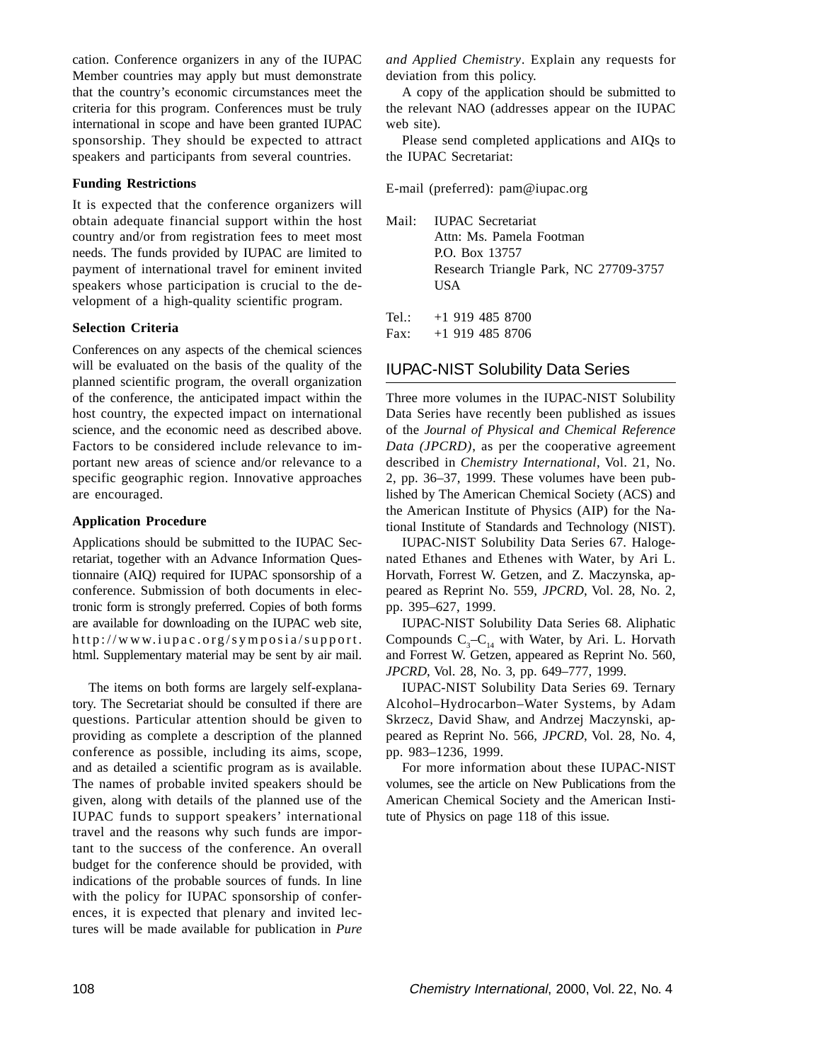cation. Conference organizers in any of the IUPAC Member countries may apply but must demonstrate that the country's economic circumstances meet the criteria for this program. Conferences must be truly international in scope and have been granted IUPAC sponsorship. They should be expected to attract speakers and participants from several countries.

**Funding Restrictions**

It is expected that the conference organizers will obtain adequate financial support within the host country and/or from registration fees to meet most needs. The funds provided by IUPAC are limited to payment of international travel for eminent invited speakers whose participation is crucial to the development of a high-quality scientific program.

**Selection Criteria**

Conferences on any aspects of the chemical sciences will be evaluated on the basis of the quality of the planned scientific program, the overall organization of the conference, the anticipated impact within the host country, the expected impact on international science, and the economic need as described above. Factors to be considered include relevance to important new areas of science and/or relevance to a specific geographic region. Innovative approaches are encouraged.

**Application Procedure**

Applications should be submitted to the IUPAC Secretariat, together with an Advance Information Questionnaire (AIQ) required for IUPAC sponsorship of a conference. Submission of both documents in electronic form is strongly preferred. Copies of both forms are available for downloading on the IUPAC web site, http://www.iupac.org/symposia/support.html. Supplementary material may be sent by air mail.

The items on both forms are largely self-explanatory. The Secretariat should be consulted if there are questions. Particular attention should be given to providing as complete a description of the planned conference as possible, including its aims, scope, and as detailed a scientific program as is available. The names of probable invited speakers should be given, along with details of the planned use of the IUPAC funds to support speakers' international travel and the reasons why such funds are important to the success of the conference. An overall budget for the conference should be provided, with indications of the probable sources of funds. In line with the policy for IUPAC sponsorship of conferences, it is expected that plenary and invited lectures will be made available for publication in *Pure and Applied Chemistry*. Explain any requests for deviation from this policy.

A copy of the application should be submitted to the relevant NAO (addresses appear on the IUPAC web site).

Please send completed applications and AIQs to the IUPAC Secretariat:

E-mail (preferred): pam@iupac.org

Mail: IUPAC Secretariat
Attn: Ms. Pamela Footman
P.O. Box 13757
Research Triangle Park, NC 27709-3757
USA

Tel.: +1 919 485 8700
Fax: +1 919 485 8706

## IUPAC-NIST Solubility Data Series

Three more volumes in the IUPAC-NIST Solubility Data Series have recently been published as issues of the *Journal of Physical and Chemical Reference Data (JPCRD)*, as per the cooperative agreement described in *Chemistry International*, Vol. 21, No. 2, pp. 36–37, 1999. These volumes have been published by The American Chemical Society (ACS) and the American Institute of Physics (AIP) for the National Institute of Standards and Technology (NIST).

IUPAC-NIST Solubility Data Series 67. Halogenated Ethanes and Ethenes with Water, by Ari L. Horvath, Forrest W. Getzen, and Z. Maczynska, appeared as Reprint No. 559, *JPCRD*, Vol. 28, No. 2, pp. 395–627, 1999.

IUPAC-NIST Solubility Data Series 68. Aliphatic Compounds $C_3$–$C_{14}$ with Water, by Ari. L. Horvath and Forrest W. Getzen, appeared as Reprint No. 560, *JPCRD*, Vol. 28, No. 3, pp. 649–777, 1999.

IUPAC-NIST Solubility Data Series 69. Ternary Alcohol–Hydrocarbon–Water Systems, by Adam Skrzecz, David Shaw, and Andrzej Maczynski, appeared as Reprint No. 566, *JPCRD*, Vol. 28, No. 4, pp. 983–1236, 1999.

For more information about these IUPAC-NIST volumes, see the article on New Publications from the American Chemical Society and the American Institute of Physics on page 118 of this issue.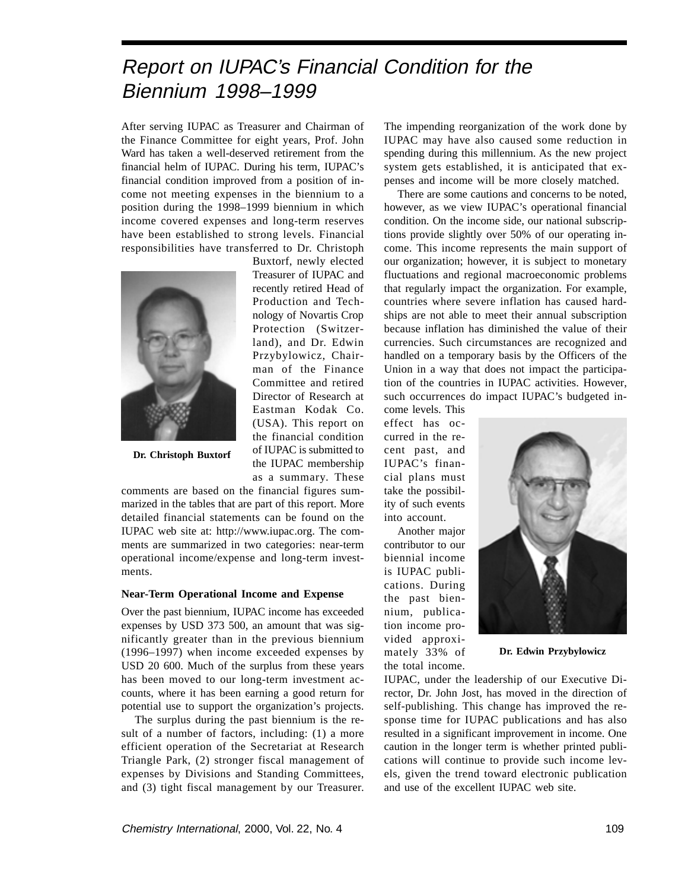# Report on IUPAC's Financial Condition for the Biennium 1998–1999

After serving IUPAC as Treasurer and Chairman of the Finance Committee for eight years, Prof. John Ward has taken a well-deserved retirement from the financial helm of IUPAC. During his term, IUPAC's financial condition improved from a position of income not meeting expenses in the biennium to a position during the 1998–1999 biennium in which income covered expenses and long-term reserves have been established to strong levels. Financial responsibilities have transferred to Dr. Christoph Buxtorf, newly elected Treasurer of IUPAC and recently retired Head of Production and Technology of Novartis Crop Protection (Switzerland), and Dr. Edwin Przybylowicz, Chairman of the Finance Committee and retired Director of Research at Eastman Kodak Co. (USA). This report on the financial condition of IUPAC is submitted to the IUPAC membership as a summary. These comments are based on the financial figures summarized in the tables that are part of this report. More detailed financial statements can be found on the IUPAC web site at: http://www.iupac.org. The comments are summarized in two categories: near-term operational income/expense and long-term investments.

**Dr. Christoph Buxtorf**

### Near-Term Operational Income and Expense

Over the past biennium, IUPAC income has exceeded expenses by USD 373 500, an amount that was significantly greater than in the previous biennium (1996–1997) when income exceeded expenses by USD 20 600. Much of the surplus from these years has been moved to our long-term investment accounts, where it has been earning a good return for potential use to support the organization's projects.

The surplus during the past biennium is the result of a number of factors, including: (1) a more efficient operation of the Secretariat at Research Triangle Park, (2) stronger fiscal management of expenses by Divisions and Standing Committees, and (3) tight fiscal management by our Treasurer. The impending reorganization of the work done by IUPAC may have also caused some reduction in spending during this millennium. As the new project system gets established, it is anticipated that expenses and income will be more closely matched.

There are some cautions and concerns to be noted, however, as we view IUPAC's operational financial condition. On the income side, our national subscriptions provide slightly over 50% of our operating income. This income represents the main support of our organization; however, it is subject to monetary fluctuations and regional macroeconomic problems that regularly impact the organization. For example, countries where severe inflation has caused hardships are not able to meet their annual subscription because inflation has diminished the value of their currencies. Such circumstances are recognized and handled on a temporary basis by the Officers of the Union in a way that does not impact the participation of the countries in IUPAC activities. However, such occurrences do impact IUPAC's budgeted income levels. This effect has occurred in the recent past, and IUPAC's financial plans must take the possibility of such events into account.

Another major contributor to our biennial income is IUPAC publications. During the past biennium, publication income provided approximately 33% of the total income. IUPAC, under the leadership of our Executive Director, Dr. John Jost, has moved in the direction of self-publishing. This change has improved the response time for IUPAC publications and has also resulted in a significant improvement in income. One caution in the longer term is whether printed publications will continue to provide such income levels, given the trend toward electronic publication and use of the excellent IUPAC web site.

**Dr. Edwin Przybylowicz**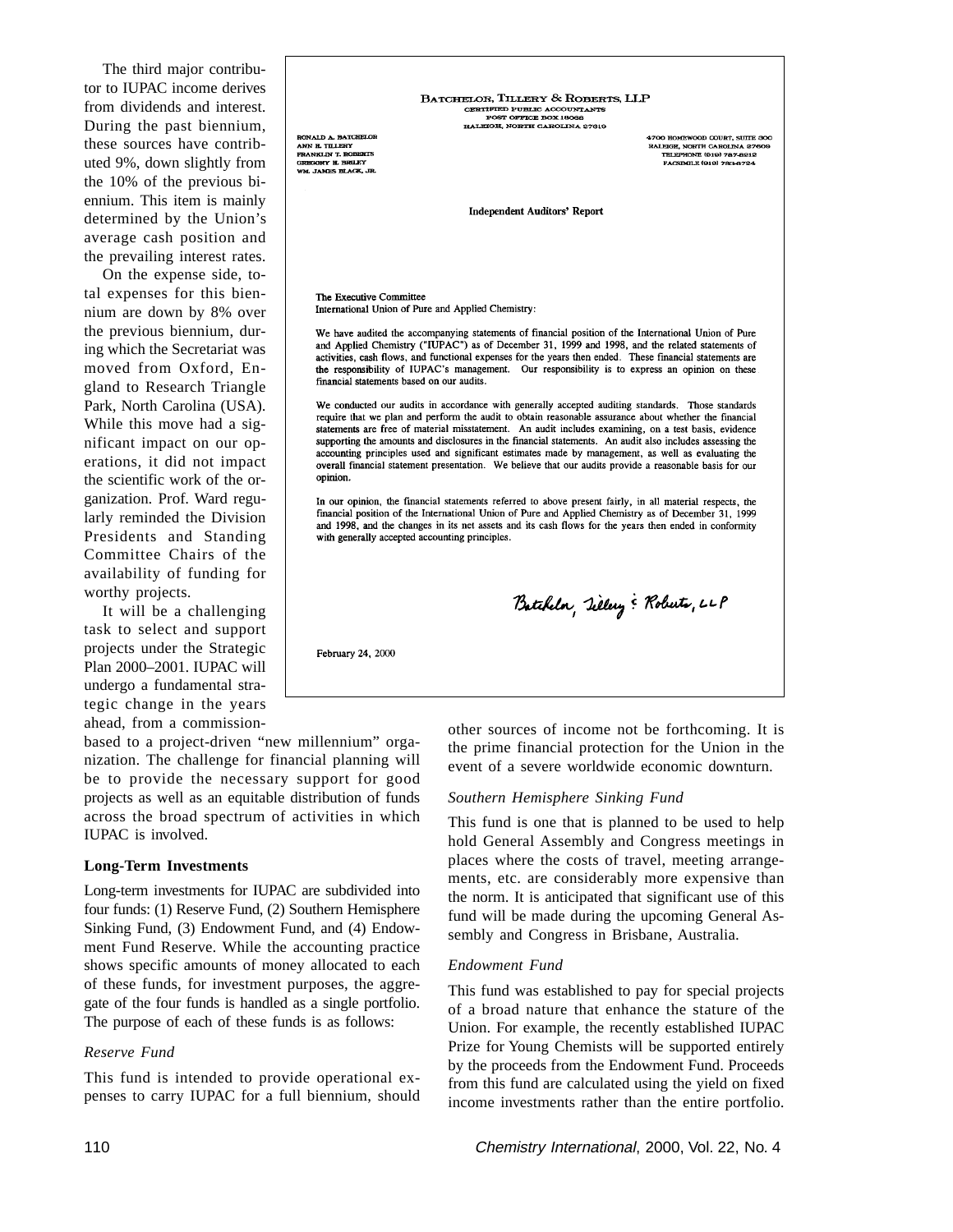The third major contributor to IUPAC income derives from dividends and interest. During the past biennium, these sources have contributed 9%, down slightly from the 10% of the previous biennium. This item is mainly determined by the Union's average cash position and the prevailing interest rates.

On the expense side, total expenses for this biennium are down by 8% over the previous biennium, during which the Secretariat was moved from Oxford, England to Research Triangle Park, North Carolina (USA). While this move had a significant impact on our operations, it did not impact the scientific work of the organization. Prof. Ward regularly reminded the Division Presidents and Standing Committee Chairs of the availability of funding for worthy projects.

It will be a challenging task to select and support projects under the Strategic Plan 2000–2001. IUPAC will undergo a fundamental strategic change in the years ahead, from a commission-based to a project-driven "new millennium" organization. The challenge for financial planning will be to provide the necessary support for good projects as well as an equitable distribution of funds across the broad spectrum of activities in which IUPAC is involved.

---

BATCHELOR, TILLERY & ROBERTS, LLP
CERTIFIED PUBLIC ACCOUNTANTS
POST OFFICE BOX 18068
RALEIGH, NORTH CAROLINA 27619

RONALD A. BATCHELOR
ANN H. TILLERY
FRANKLIN T. ROBERTS
GREGORY H. BRILEY
WM. JAMES BLACK, JR.

4700 HOMEWOOD COURT, SUITE 300
RALEIGH, NORTH CAROLINA 27609
TELEPHONE (919) 787-8212
FACSIMILE (919) 783-8724

**Independent Auditors' Report**

The Executive Committee
International Union of Pure and Applied Chemistry:

We have audited the accompanying statements of financial position of the International Union of Pure and Applied Chemistry ("IUPAC") as of December 31, 1999 and 1998, and the related statements of activities, cash flows, and functional expenses for the years then ended. These financial statements are the responsibility of IUPAC's management. Our responsibility is to express an opinion on these financial statements based on our audits.

We conducted our audits in accordance with generally accepted auditing standards. Those standards require that we plan and perform the audit to obtain reasonable assurance about whether the financial statements are free of material misstatement. An audit includes examining, on a test basis, evidence supporting the amounts and disclosures in the financial statements. An audit also includes assessing the accounting principles used and significant estimates made by management, as well as evaluating the overall financial statement presentation. We believe that our audits provide a reasonable basis for our opinion.

In our opinion, the financial statements referred to above present fairly, in all material respects, the financial position of the International Union of Pure and Applied Chemistry as of December 31, 1999 and 1998, and the changes in its net assets and its cash flows for the years then ended in conformity with generally accepted accounting principles.

Batchelor, Tillery & Roberts, LLP

February 24, 2000

---

**Long-Term Investments**

Long-term investments for IUPAC are subdivided into four funds: (1) Reserve Fund, (2) Southern Hemisphere Sinking Fund, (3) Endowment Fund, and (4) Endowment Fund Reserve. While the accounting practice shows specific amounts of money allocated to each of these funds, for investment purposes, the aggregate of the four funds is handled as a single portfolio. The purpose of each of these funds is as follows:

*Reserve Fund*

This fund is intended to provide operational expenses to carry IUPAC for a full biennium, should other sources of income not be forthcoming. It is the prime financial protection for the Union in the event of a severe worldwide economic downturn.

*Southern Hemisphere Sinking Fund*

This fund is one that is planned to be used to help hold General Assembly and Congress meetings in places where the costs of travel, meeting arrangements, etc. are considerably more expensive than the norm. It is anticipated that significant use of this fund will be made during the upcoming General Assembly and Congress in Brisbane, Australia.

*Endowment Fund*

This fund was established to pay for special projects of a broad nature that enhance the stature of the Union. For example, the recently established IUPAC Prize for Young Chemists will be supported entirely by the proceeds from the Endowment Fund. Proceeds from this fund are calculated using the yield on fixed income investments rather than the entire portfolio.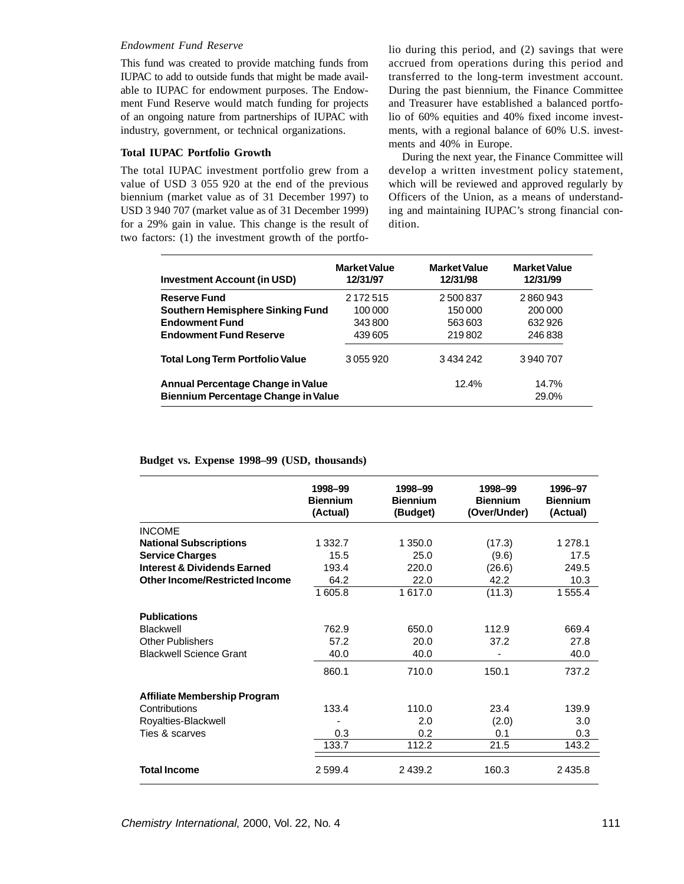*Endowment Fund Reserve*

This fund was created to provide matching funds from IUPAC to add to outside funds that might be made available to IUPAC for endowment purposes. The Endowment Fund Reserve would match funding for projects of an ongoing nature from partnerships of IUPAC with industry, government, or technical organizations.

### Total IUPAC Portfolio Growth

The total IUPAC investment portfolio grew from a value of USD 3 055 920 at the end of the previous biennium (market value as of 31 December 1997) to USD 3 940 707 (market value as of 31 December 1999) for a 29% gain in value. This change is the result of two factors: (1) the investment growth of the portfolio during this period, and (2) savings that were accrued from operations during this period and transferred to the long-term investment account. During the past biennium, the Finance Committee and Treasurer have established a balanced portfolio of 60% equities and 40% fixed income investments, with a regional balance of 60% U.S. investments and 40% in Europe.

During the next year, the Finance Committee will develop a written investment policy statement, which will be reviewed and approved regularly by Officers of the Union, as a means of understanding and maintaining IUPAC's strong financial condition.

| Investment Account (in USD) | Market Value 12/31/97 | Market Value 12/31/98 | Market Value 12/31/99 |
|---|---|---|---|
| **Reserve Fund** | 2 172 515 | 2 500 837 | 2 860 943 |
| **Southern Hemisphere Sinking Fund** | 100 000 | 150 000 | 200 000 |
| **Endowment Fund** | 343 800 | 563 603 | 632 926 |
| **Endowment Fund Reserve** | 439 605 | 219 802 | 246 838 |
| **Total Long Term Portfolio Value** | 3 055 920 | 3 434 242 | 3 940 707 |
| **Annual Percentage Change in Value** | | 12.4% | 14.7% |
| **Biennium Percentage Change in Value** | | | 29.0% |

**Budget vs. Expense 1998–99 (USD, thousands)**

| | 1998–99 Biennium (Actual) | 1998–99 Biennium (Budget) | 1998–99 Biennium (Over/Under) | 1996–97 Biennium (Actual) |
|---|---|---|---|---|
| INCOME | | | | |
| **National Subscriptions** | 1 332.7 | 1 350.0 | (17.3) | 1 278.1 |
| **Service Charges** | 15.5 | 25.0 | (9.6) | 17.5 |
| **Interest & Dividends Earned** | 193.4 | 220.0 | (26.6) | 249.5 |
| **Other Income/Restricted Income** | 64.2 | 22.0 | 42.2 | 10.3 |
| | 1 605.8 | 1 617.0 | (11.3) | 1 555.4 |
| **Publications** | | | | |
| Blackwell | 762.9 | 650.0 | 112.9 | 669.4 |
| Other Publishers | 57.2 | 20.0 | 37.2 | 27.8 |
| Blackwell Science Grant | 40.0 | 40.0 | - | 40.0 |
| | 860.1 | 710.0 | 150.1 | 737.2 |
| **Affiliate Membership Program** | | | | |
| Contributions | 133.4 | 110.0 | 23.4 | 139.9 |
| Royalties-Blackwell | - | 2.0 | (2.0) | 3.0 |
| Ties & scarves | 0.3 | 0.2 | 0.1 | 0.3 |
| | 133.7 | 112.2 | 21.5 | 143.2 |
| **Total Income** | 2 599.4 | 2 439.2 | 160.3 | 2 435.8 |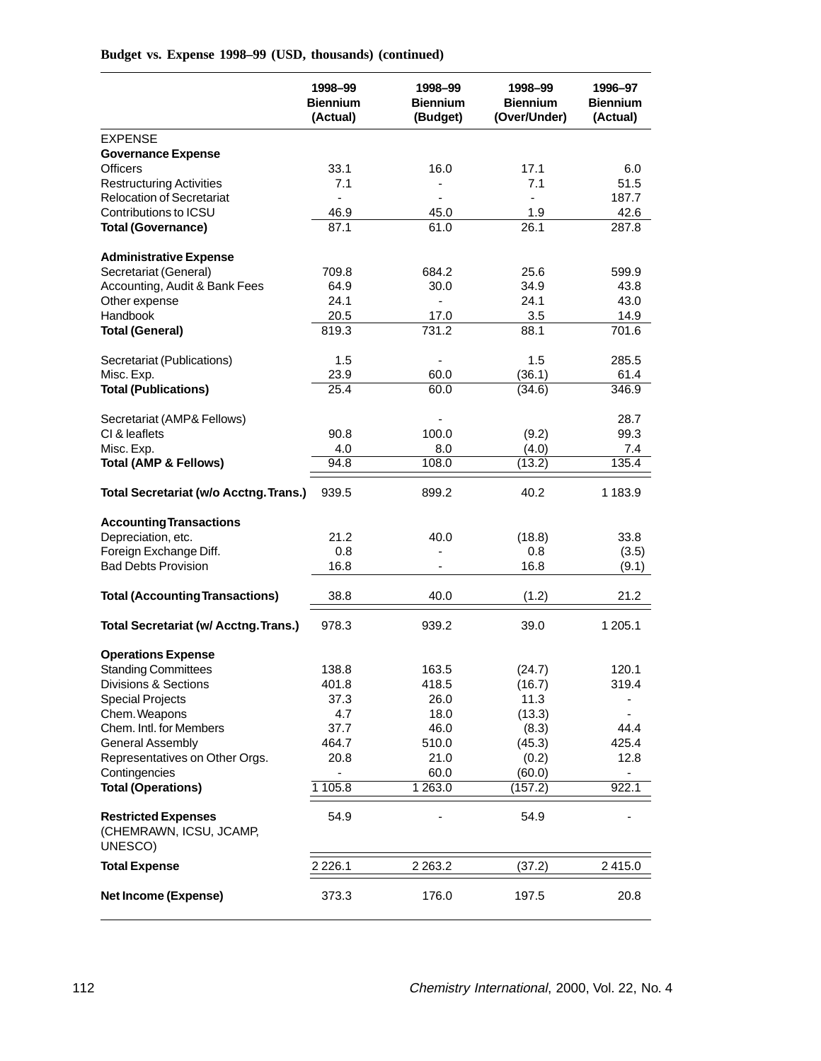**Budget vs. Expense 1998–99 (USD, thousands) (continued)**

| | 1998–99 Biennium (Actual) | 1998–99 Biennium (Budget) | 1998–99 Biennium (Over/Under) | 1996–97 Biennium (Actual) |
|---|---|---|---|---|
| EXPENSE | | | | |
| **Governance Expense** | | | | |
| Officers | 33.1 | 16.0 | 17.1 | 6.0 |
| Restructuring Activities | 7.1 | - | 7.1 | 51.5 |
| Relocation of Secretariat | - | - | - | 187.7 |
| Contributions to ICSU | 46.9 | 45.0 | 1.9 | 42.6 |
| **Total (Governance)** | 87.1 | 61.0 | 26.1 | 287.8 |
| | | | | |
| **Administrative Expense** | | | | |
| Secretariat (General) | 709.8 | 684.2 | 25.6 | 599.9 |
| Accounting, Audit & Bank Fees | 64.9 | 30.0 | 34.9 | 43.8 |
| Other expense | 24.1 | - | 24.1 | 43.0 |
| Handbook | 20.5 | 17.0 | 3.5 | 14.9 |
| **Total (General)** | 819.3 | 731.2 | 88.1 | 701.6 |
| | | | | |
| Secretariat (Publications) | 1.5 | - | 1.5 | 285.5 |
| Misc. Exp. | 23.9 | 60.0 | (36.1) | 61.4 |
| **Total (Publications)** | 25.4 | 60.0 | (34.6) | 346.9 |
| | | | | |
| Secretariat (AMP& Fellows) | | - | | 28.7 |
| CI & leaflets | 90.8 | 100.0 | (9.2) | 99.3 |
| Misc. Exp. | 4.0 | 8.0 | (4.0) | 7.4 |
| **Total (AMP & Fellows)** | 94.8 | 108.0 | (13.2) | 135.4 |
| | | | | |
| **Total Secretariat (w/o Acctng. Trans.)** | 939.5 | 899.2 | 40.2 | 1 183.9 |
| | | | | |
| **Accounting Transactions** | | | | |
| Depreciation, etc. | 21.2 | 40.0 | (18.8) | 33.8 |
| Foreign Exchange Diff. | 0.8 | - | 0.8 | (3.5) |
| Bad Debts Provision | 16.8 | - | 16.8 | (9.1) |
| | | | | |
| **Total (Accounting Transactions)** | 38.8 | 40.0 | (1.2) | 21.2 |
| | | | | |
| **Total Secretariat (w/ Acctng. Trans.)** | 978.3 | 939.2 | 39.0 | 1 205.1 |
| | | | | |
| **Operations Expense** | | | | |
| Standing Committees | 138.8 | 163.5 | (24.7) | 120.1 |
| Divisions & Sections | 401.8 | 418.5 | (16.7) | 319.4 |
| Special Projects | 37.3 | 26.0 | 11.3 | - |
| Chem. Weapons | 4.7 | 18.0 | (13.3) | - |
| Chem. Intl. for Members | 37.7 | 46.0 | (8.3) | 44.4 |
| General Assembly | 464.7 | 510.0 | (45.3) | 425.4 |
| Representatives on Other Orgs. | 20.8 | 21.0 | (0.2) | 12.8 |
| Contingencies | - | 60.0 | (60.0) | - |
| **Total (Operations)** | 1 105.8 | 1 263.0 | (157.2) | 922.1 |
| | | | | |
| **Restricted Expenses** (CHEMRAWN, ICSU, JCAMP, UNESCO) | 54.9 | - | 54.9 | - |
| **Total Expense** | 2 226.1 | 2 263.2 | (37.2) | 2 415.0 |
| | | | | |
| **Net Income (Expense)** | 373.3 | 176.0 | 197.5 | 20.8 |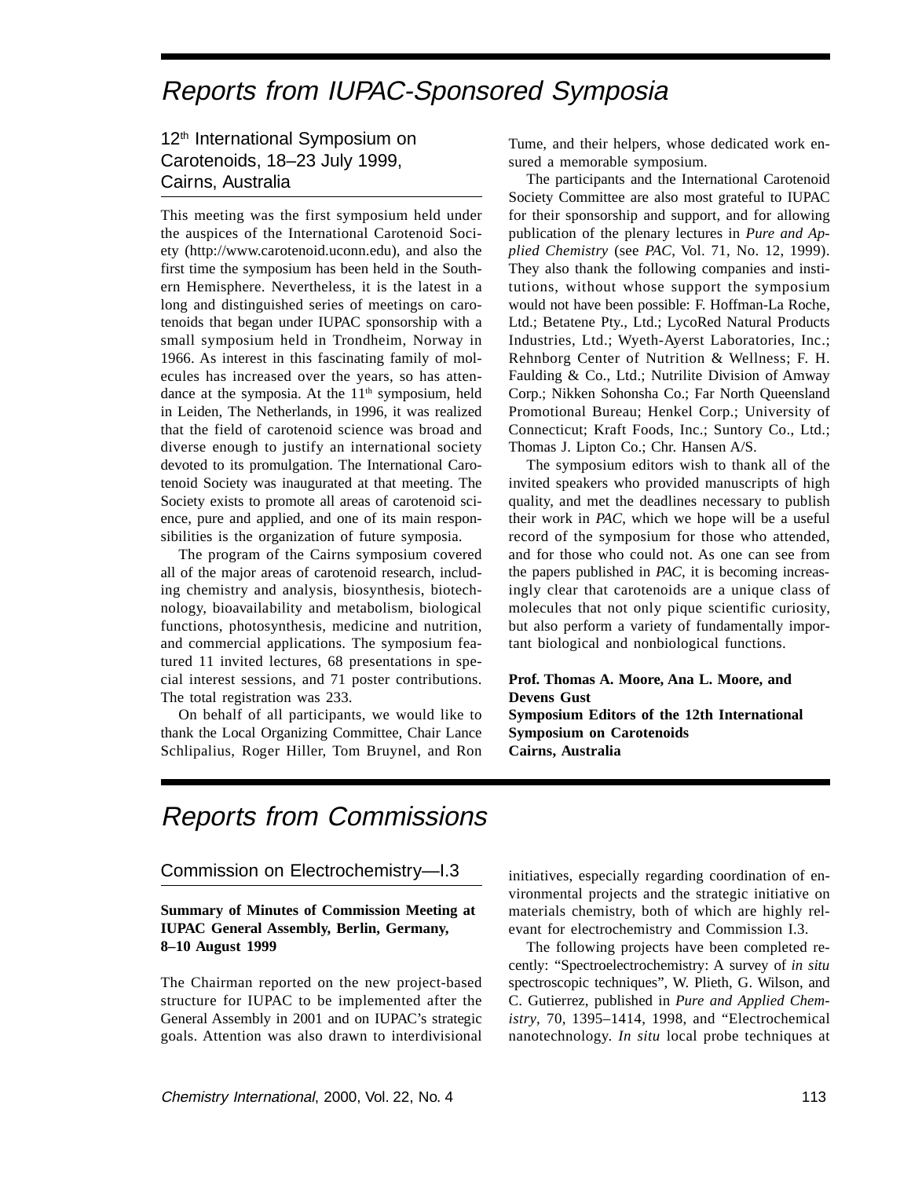# Reports from IUPAC-Sponsored Symposia

## 12th International Symposium on Carotenoids, 18–23 July 1999, Cairns, Australia

This meeting was the first symposium held under the auspices of the International Carotenoid Society (http://www.carotenoid.uconn.edu), and also the first time the symposium has been held in the Southern Hemisphere. Nevertheless, it is the latest in a long and distinguished series of meetings on carotenoids that began under IUPAC sponsorship with a small symposium held in Trondheim, Norway in 1966. As interest in this fascinating family of molecules has increased over the years, so has attendance at the symposia. At the 11th symposium, held in Leiden, The Netherlands, in 1996, it was realized that the field of carotenoid science was broad and diverse enough to justify an international society devoted to its promulgation. The International Carotenoid Society was inaugurated at that meeting. The Society exists to promote all areas of carotenoid science, pure and applied, and one of its main responsibilities is the organization of future symposia.

The program of the Cairns symposium covered all of the major areas of carotenoid research, including chemistry and analysis, biosynthesis, biotechnology, bioavailability and metabolism, biological functions, photosynthesis, medicine and nutrition, and commercial applications. The symposium featured 11 invited lectures, 68 presentations in special interest sessions, and 71 poster contributions. The total registration was 233.

On behalf of all participants, we would like to thank the Local Organizing Committee, Chair Lance Schlipalius, Roger Hiller, Tom Bruynel, and Ron Tume, and their helpers, whose dedicated work ensured a memorable symposium.

The participants and the International Carotenoid Society Committee are also most grateful to IUPAC for their sponsorship and support, and for allowing publication of the plenary lectures in *Pure and Applied Chemistry* (see *PAC*, Vol. 71, No. 12, 1999). They also thank the following companies and institutions, without whose support the symposium would not have been possible: F. Hoffman-La Roche, Ltd.; Betatene Pty., Ltd.; LycoRed Natural Products Industries, Ltd.; Wyeth-Ayerst Laboratories, Inc.; Rehnborg Center of Nutrition & Wellness; F. H. Faulding & Co., Ltd.; Nutrilite Division of Amway Corp.; Nikken Sohonsha Co.; Far North Queensland Promotional Bureau; Henkel Corp.; University of Connecticut; Kraft Foods, Inc.; Suntory Co., Ltd.; Thomas J. Lipton Co.; Chr. Hansen A/S.

The symposium editors wish to thank all of the invited speakers who provided manuscripts of high quality, and met the deadlines necessary to publish their work in *PAC*, which we hope will be a useful record of the symposium for those who attended, and for those who could not. As one can see from the papers published in *PAC*, it is becoming increasingly clear that carotenoids are a unique class of molecules that not only pique scientific curiosity, but also perform a variety of fundamentally important biological and nonbiological functions.

**Prof. Thomas A. Moore, Ana L. Moore, and Devens Gust**
**Symposium Editors of the 12th International Symposium on Carotenoids**
**Cairns, Australia**

# Reports from Commissions

## Commission on Electrochemistry—I.3

**Summary of Minutes of Commission Meeting at IUPAC General Assembly, Berlin, Germany, 8–10 August 1999**

The Chairman reported on the new project-based structure for IUPAC to be implemented after the General Assembly in 2001 and on IUPAC's strategic goals. Attention was also drawn to interdivisional initiatives, especially regarding coordination of environmental projects and the strategic initiative on materials chemistry, both of which are highly relevant for electrochemistry and Commission I.3.

The following projects have been completed recently: "Spectroelectrochemistry: A survey of *in situ* spectroscopic techniques", W. Plieth, G. Wilson, and C. Gutierrez, published in *Pure and Applied Chemistry*, 70, 1395–1414, 1998, and "Electrochemical nanotechnology. *In situ* local probe techniques at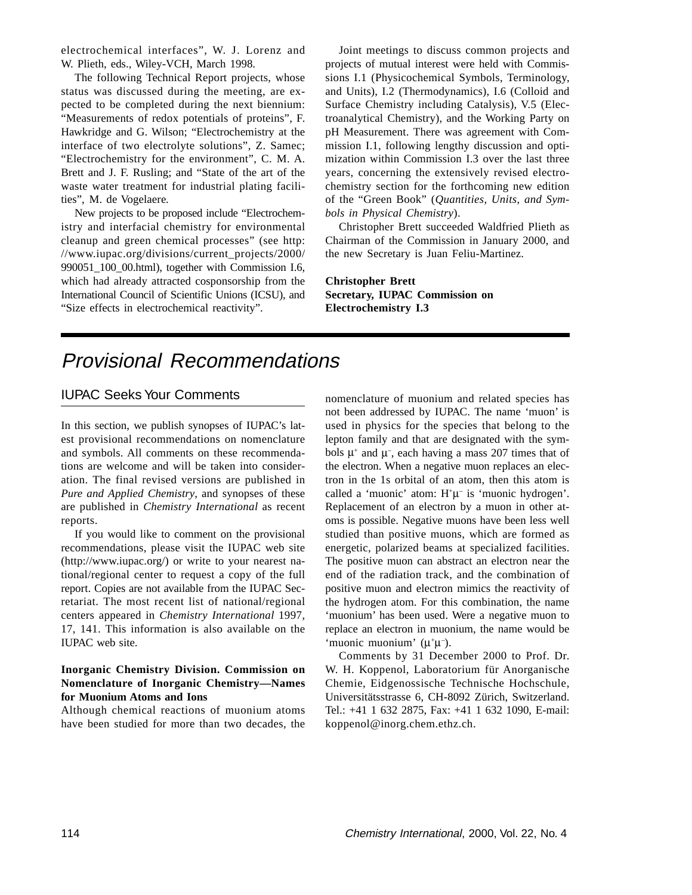electrochemical interfaces", W. J. Lorenz and W. Plieth, eds., Wiley-VCH, March 1998.

The following Technical Report projects, whose status was discussed during the meeting, are expected to be completed during the next biennium: "Measurements of redox potentials of proteins", F. Hawkridge and G. Wilson; "Electrochemistry at the interface of two electrolyte solutions", Z. Samec; "Electrochemistry for the environment", C. M. A. Brett and J. F. Rusling; and "State of the art of the waste water treatment for industrial plating facilities", M. de Vogelaere.

New projects to be proposed include "Electrochemistry and interfacial chemistry for environmental cleanup and green chemical processes" (see http://www.iupac.org/divisions/current_projects/2000/990051_100_00.html), together with Commission I.6, which had already attracted cosponsorship from the International Council of Scientific Unions (ICSU), and "Size effects in electrochemical reactivity".

Joint meetings to discuss common projects and projects of mutual interest were held with Commissions I.1 (Physicochemical Symbols, Terminology, and Units), I.2 (Thermodynamics), I.6 (Colloid and Surface Chemistry including Catalysis), V.5 (Electroanalytical Chemistry), and the Working Party on pH Measurement. There was agreement with Commission I.1, following lengthy discussion and optimization within Commission I.3 over the last three years, concerning the extensively revised electrochemistry section for the forthcoming new edition of the "Green Book" (*Quantities, Units, and Symbols in Physical Chemistry*).

Christopher Brett succeeded Waldfried Plieth as Chairman of the Commission in January 2000, and the new Secretary is Juan Feliu-Martinez.

**Christopher Brett**
**Secretary, IUPAC Commission on Electrochemistry I.3**

# *Provisional Recommendations*

## IUPAC Seeks Your Comments

In this section, we publish synopses of IUPAC's latest provisional recommendations on nomenclature and symbols. All comments on these recommendations are welcome and will be taken into consideration. The final revised versions are published in *Pure and Applied Chemistry*, and synopses of these are published in *Chemistry International* as recent reports.

If you would like to comment on the provisional recommendations, please visit the IUPAC web site (http://www.iupac.org/) or write to your nearest national/regional center to request a copy of the full report. Copies are not available from the IUPAC Secretariat. The most recent list of national/regional centers appeared in *Chemistry International* 1997, 17, 141. This information is also available on the IUPAC web site.

**Inorganic Chemistry Division. Commission on Nomenclature of Inorganic Chemistry—Names for Muonium Atoms and Ions**

Although chemical reactions of muonium atoms have been studied for more than two decades, the nomenclature of muonium and related species has not been addressed by IUPAC. The name 'muon' is used in physics for the species that belong to the lepton family and that are designated with the symbols $\mu^+$ and $\mu^-$, each having a mass 207 times that of the electron. When a negative muon replaces an electron in the 1s orbital of an atom, then this atom is called a 'muonic' atom: $H^+\mu^-$ is 'muonic hydrogen'. Replacement of an electron by a muon in other atoms is possible. Negative muons have been less well studied than positive muons, which are formed as energetic, polarized beams at specialized facilities. The positive muon can abstract an electron near the end of the radiation track, and the combination of positive muon and electron mimics the reactivity of the hydrogen atom. For this combination, the name 'muonium' has been used. Were a negative muon to replace an electron in muonium, the name would be 'muonic muonium' ($\mu^+\mu^-$).

Comments by 31 December 2000 to Prof. Dr. W. H. Koppenol, Laboratorium für Anorganische Chemie, Eidgenossische Technische Hochschule, Universitätsstrasse 6, CH-8092 Zürich, Switzerland. Tel.: +41 1 632 2875, Fax: +41 1 632 1090, E-mail: koppenol@inorg.chem.ethz.ch.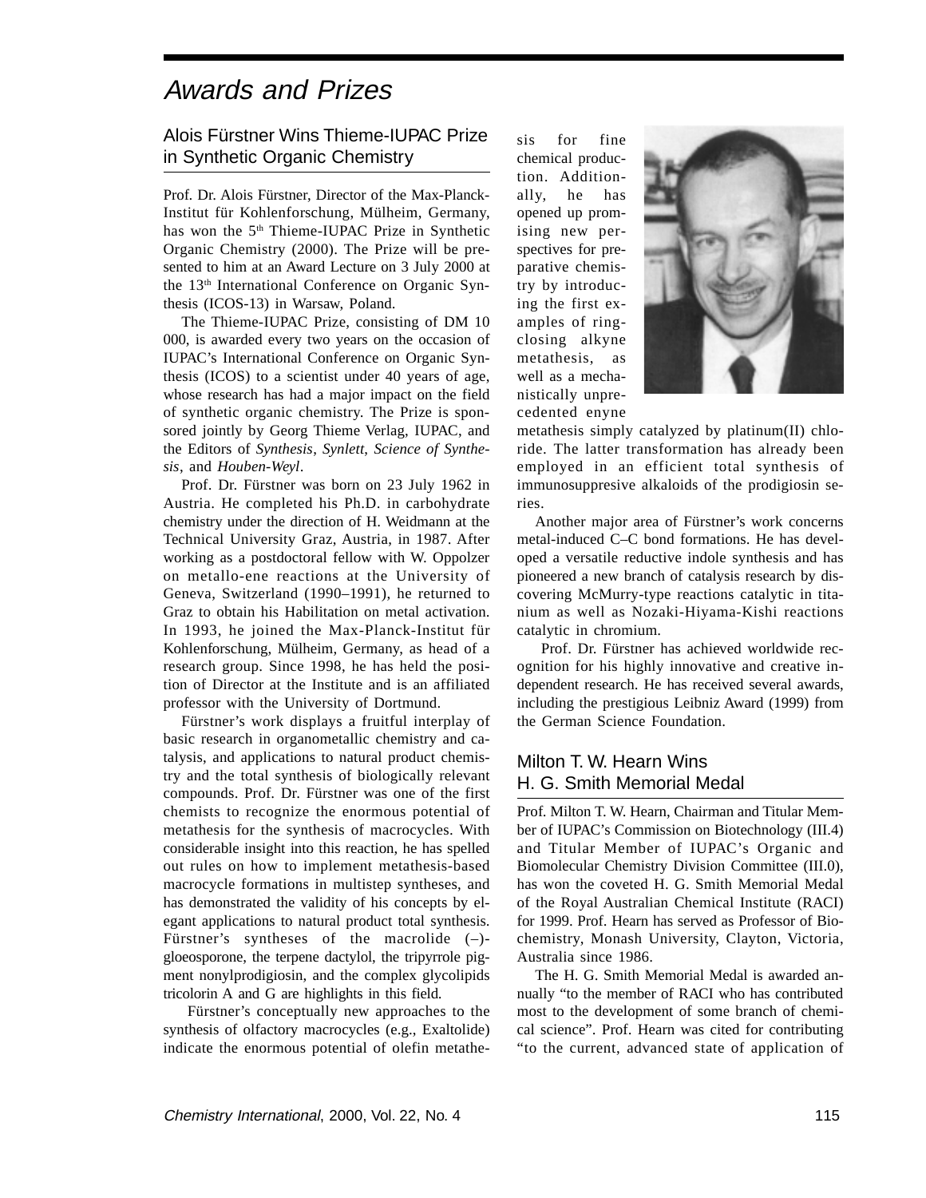# Awards and Prizes

## Alois Fürstner Wins Thieme-IUPAC Prize in Synthetic Organic Chemistry

Prof. Dr. Alois Fürstner, Director of the Max-Planck-Institut für Kohlenforschung, Mülheim, Germany, has won the 5th Thieme-IUPAC Prize in Synthetic Organic Chemistry (2000). The Prize will be presented to him at an Award Lecture on 3 July 2000 at the 13th International Conference on Organic Synthesis (ICOS-13) in Warsaw, Poland.

The Thieme-IUPAC Prize, consisting of DM 10 000, is awarded every two years on the occasion of IUPAC's International Conference on Organic Synthesis (ICOS) to a scientist under 40 years of age, whose research has had a major impact on the field of synthetic organic chemistry. The Prize is sponsored jointly by Georg Thieme Verlag, IUPAC, and the Editors of *Synthesis*, *Synlett*, *Science of Synthesis*, and *Houben-Weyl*.

Prof. Dr. Fürstner was born on 23 July 1962 in Austria. He completed his Ph.D. in carbohydrate chemistry under the direction of H. Weidmann at the Technical University Graz, Austria, in 1987. After working as a postdoctoral fellow with W. Oppolzer on metallo-ene reactions at the University of Geneva, Switzerland (1990–1991), he returned to Graz to obtain his Habilitation on metal activation. In 1993, he joined the Max-Planck-Institut für Kohlenforschung, Mülheim, Germany, as head of a research group. Since 1998, he has held the position of Director at the Institute and is an affiliated professor with the University of Dortmund.

Fürstner's work displays a fruitful interplay of basic research in organometallic chemistry and catalysis, and applications to natural product chemistry and the total synthesis of biologically relevant compounds. Prof. Dr. Fürstner was one of the first chemists to recognize the enormous potential of metathesis for the synthesis of macrocycles. With considerable insight into this reaction, he has spelled out rules on how to implement metathesis-based macrocycle formations in multistep syntheses, and has demonstrated the validity of his concepts by elegant applications to natural product total synthesis. Fürstner's syntheses of the macrolide (–)-gloeosporone, the terpene dactylol, the tripyrrole pigment nonylprodigiosin, and the complex glycolipids tricolorin A and G are highlights in this field.

Fürstner's conceptually new approaches to the synthesis of olfactory macrocycles (e.g., Exaltolide) indicate the enormous potential of olefin metathesis for fine chemical production. Additionally, he has opened up promising new perspectives for preparative chemistry by introducing the first examples of ring-closing alkyne metathesis, as well as a mechanistically unprecedented enyne metathesis simply catalyzed by platinum(II) chloride. The latter transformation has already been employed in an efficient total synthesis of immunosuppresive alkaloids of the prodigiosin series.

Another major area of Fürstner's work concerns metal-induced C–C bond formations. He has developed a versatile reductive indole synthesis and has pioneered a new branch of catalysis research by discovering McMurry-type reactions catalytic in titanium as well as Nozaki-Hiyama-Kishi reactions catalytic in chromium.

Prof. Dr. Fürstner has achieved worldwide recognition for his highly innovative and creative independent research. He has received several awards, including the prestigious Leibniz Award (1999) from the German Science Foundation.

## Milton T. W. Hearn Wins H. G. Smith Memorial Medal

Prof. Milton T. W. Hearn, Chairman and Titular Member of IUPAC's Commission on Biotechnology (III.4) and Titular Member of IUPAC's Organic and Biomolecular Chemistry Division Committee (III.0), has won the coveted H. G. Smith Memorial Medal of the Royal Australian Chemical Institute (RACI) for 1999. Prof. Hearn has served as Professor of Biochemistry, Monash University, Clayton, Victoria, Australia since 1986.

The H. G. Smith Memorial Medal is awarded annually "to the member of RACI who has contributed most to the development of some branch of chemical science". Prof. Hearn was cited for contributing "to the current, advanced state of application of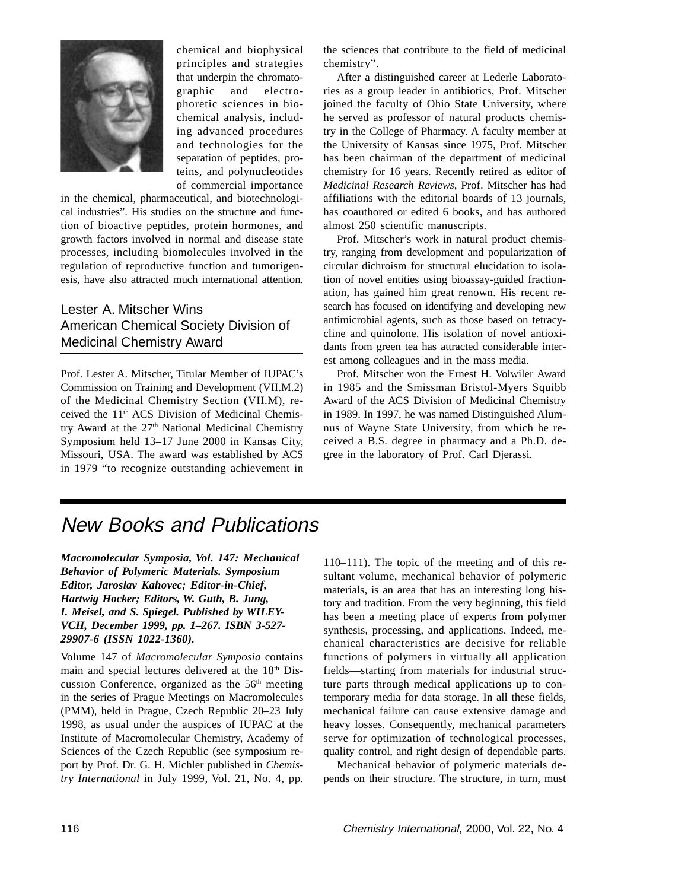chemical and biophysical principles and strategies that underpin the chromatographic and electrophoretic sciences in biochemical analysis, including advanced procedures and technologies for the separation of peptides, proteins, and polynucleotides of commercial importance in the chemical, pharmaceutical, and biotechnological industries". His studies on the structure and function of bioactive peptides, protein hormones, and growth factors involved in normal and disease state processes, including biomolecules involved in the regulation of reproductive function and tumorigenesis, have also attracted much international attention.

## Lester A. Mitscher Wins American Chemical Society Division of Medicinal Chemistry Award

Prof. Lester A. Mitscher, Titular Member of IUPAC's Commission on Training and Development (VII.M.2) of the Medicinal Chemistry Section (VII.M), received the 11th ACS Division of Medicinal Chemistry Award at the 27th National Medicinal Chemistry Symposium held 13–17 June 2000 in Kansas City, Missouri, USA. The award was established by ACS in 1979 "to recognize outstanding achievement in the sciences that contribute to the field of medicinal chemistry".

After a distinguished career at Lederle Laboratories as a group leader in antibiotics, Prof. Mitscher joined the faculty of Ohio State University, where he served as professor of natural products chemistry in the College of Pharmacy. A faculty member at the University of Kansas since 1975, Prof. Mitscher has been chairman of the department of medicinal chemistry for 16 years. Recently retired as editor of *Medicinal Research Reviews*, Prof. Mitscher has had affiliations with the editorial boards of 13 journals, has coauthored or edited 6 books, and has authored almost 250 scientific manuscripts.

Prof. Mitscher's work in natural product chemistry, ranging from development and popularization of circular dichroism for structural elucidation to isolation of novel entities using bioassay-guided fractionation, has gained him great renown. His recent research has focused on identifying and developing new antimicrobial agents, such as those based on tetracycline and quinolone. His isolation of novel antioxidants from green tea has attracted considerable interest among colleagues and in the mass media.

Prof. Mitscher won the Ernest H. Volwiler Award in 1985 and the Smissman Bristol-Myers Squibb Award of the ACS Division of Medicinal Chemistry in 1989. In 1997, he was named Distinguished Alumnus of Wayne State University, from which he received a B.S. degree in pharmacy and a Ph.D. degree in the laboratory of Prof. Carl Djerassi.

# *New Books and Publications*

***Macromolecular Symposia, Vol. 147: Mechanical Behavior of Polymeric Materials. Symposium Editor, Jaroslav Kahovec; Editor-in-Chief, Hartwig Hocker; Editors, W. Guth, B. Jung, I. Meisel, and S. Spiegel. Published by WILEY-VCH, December 1999, pp. 1–267. ISBN 3-527-29907-6 (ISSN 1022-1360).***

Volume 147 of *Macromolecular Symposia* contains main and special lectures delivered at the 18th Discussion Conference, organized as the 56th meeting in the series of Prague Meetings on Macromolecules (PMM), held in Prague, Czech Republic 20–23 July 1998, as usual under the auspices of IUPAC at the Institute of Macromolecular Chemistry, Academy of Sciences of the Czech Republic (see symposium report by Prof. Dr. G. H. Michler published in *Chemistry International* in July 1999, Vol. 21, No. 4, pp. 110–111). The topic of the meeting and of this resultant volume, mechanical behavior of polymeric materials, is an area that has an interesting long history and tradition. From the very beginning, this field has been a meeting place of experts from polymer synthesis, processing, and applications. Indeed, mechanical characteristics are decisive for reliable functions of polymers in virtually all application fields—starting from materials for industrial structure parts through medical applications up to contemporary media for data storage. In all these fields, mechanical failure can cause extensive damage and heavy losses. Consequently, mechanical parameters serve for optimization of technological processes, quality control, and right design of dependable parts.

Mechanical behavior of polymeric materials depends on their structure. The structure, in turn, must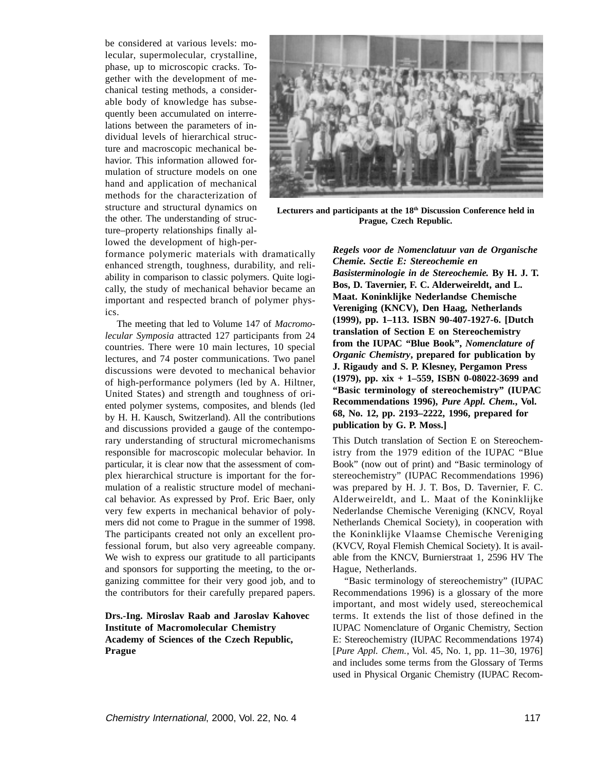be considered at various levels: molecular, supermolecular, crystalline, phase, up to microscopic cracks. Together with the development of mechanical testing methods, a considerable body of knowledge has subsequently been accumulated on interrelations between the parameters of individual levels of hierarchical structure and macroscopic mechanical behavior. This information allowed formulation of structure models on one hand and application of mechanical methods for the characterization of structure and structural dynamics on the other. The understanding of structure–property relationships finally allowed the development of high-performance polymeric materials with dramatically enhanced strength, toughness, durability, and reliability in comparison to classic polymers. Quite logically, the study of mechanical behavior became an important and respected branch of polymer physics.

The meeting that led to Volume 147 of *Macromolecular Symposia* attracted 127 participants from 24 countries. There were 10 main lectures, 10 special lectures, and 74 poster communications. Two panel discussions were devoted to mechanical behavior of high-performance polymers (led by A. Hiltner, United States) and strength and toughness of oriented polymer systems, composites, and blends (led by H. H. Kausch, Switzerland). All the contributions and discussions provided a gauge of the contemporary understanding of structural micromechanisms responsible for macroscopic molecular behavior. In particular, it is clear now that the assessment of complex hierarchical structure is important for the formulation of a realistic structure model of mechanical behavior. As expressed by Prof. Eric Baer, only very few experts in mechanical behavior of polymers did not come to Prague in the summer of 1998. The participants created not only an excellent professional forum, but also very agreeable company. We wish to express our gratitude to all participants and sponsors for supporting the meeting, to the organizing committee for their very good job, and to the contributors for their carefully prepared papers.

**Drs.-Ing. Miroslav Raab and Jaroslav Kahovec**
**Institute of Macromolecular Chemistry**
**Academy of Sciences of the Czech Republic, Prague**

**Lecturers and participants at the 18th Discussion Conference held in Prague, Czech Republic.**

***Regels voor de Nomenclatuur van de Organische Chemie. Sectie E: Stereochemie en Basisterminologie in de Stereochemie.*** **By H. J. T. Bos, D. Tavernier, F. C. Alderweireldt, and L. Maat. Koninklijke Nederlandse Chemische Vereniging (KNCV), Den Haag, Netherlands (1999), pp. 1–113. ISBN 90-407-1927-6. [Dutch translation of Section E on Stereochemistry from the IUPAC "Blue Book",** ***Nomenclature of Organic Chemistry*****, prepared for publication by J. Rigaudy and S. P. Klesney, Pergamon Press (1979), pp. xix + 1–559, ISBN 0-08022-3699 and "Basic terminology of stereochemistry" (IUPAC Recommendations 1996),** ***Pure Appl. Chem.*****, Vol. 68, No. 12, pp. 2193–2222, 1996, prepared for publication by G. P. Moss.]**

This Dutch translation of Section E on Stereochemistry from the 1979 edition of the IUPAC "Blue Book" (now out of print) and "Basic terminology of stereochemistry" (IUPAC Recommendations 1996) was prepared by H. J. T. Bos, D. Tavernier, F. C. Alderweireldt, and L. Maat of the Koninklijke Nederlandse Chemische Vereniging (KNCV, Royal Netherlands Chemical Society), in cooperation with the Koninklijke Vlaamse Chemische Vereniging (KVCV, Royal Flemish Chemical Society). It is available from the KNCV, Burnierstraat 1, 2596 HV The Hague, Netherlands.

"Basic terminology of stereochemistry" (IUPAC Recommendations 1996) is a glossary of the more important, and most widely used, stereochemical terms. It extends the list of those defined in the IUPAC Nomenclature of Organic Chemistry, Section E: Stereochemistry (IUPAC Recommendations 1974) [*Pure Appl. Chem.*, Vol. 45, No. 1, pp. 11–30, 1976] and includes some terms from the Glossary of Terms used in Physical Organic Chemistry (IUPAC Recom-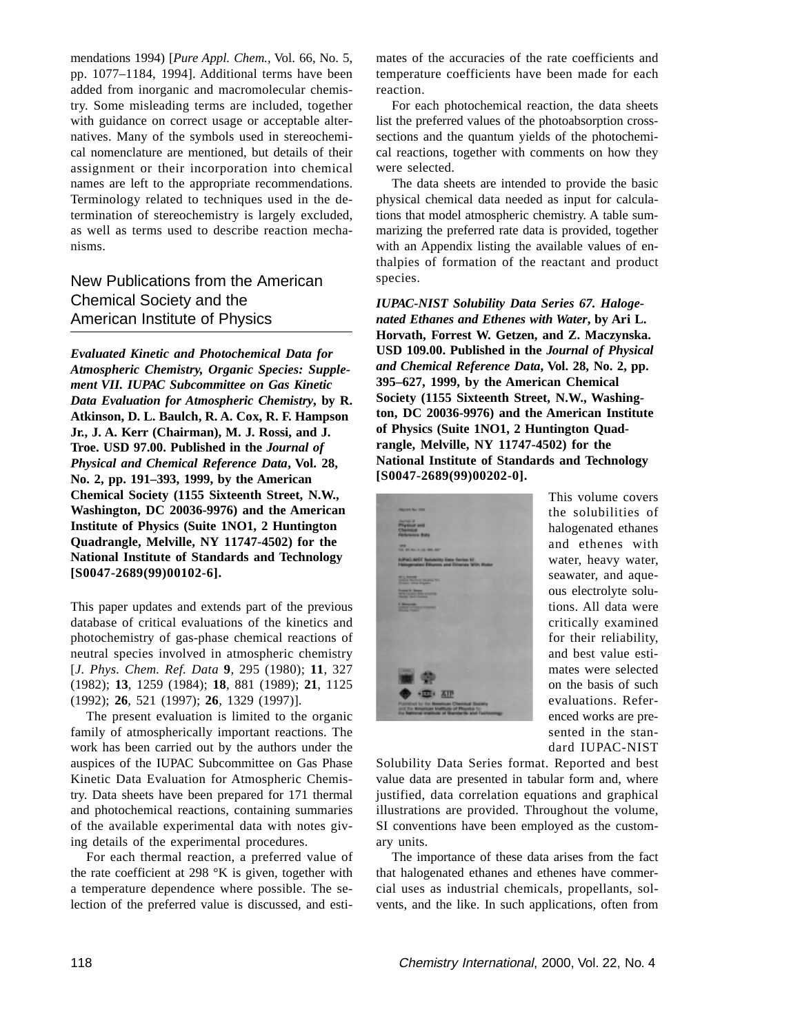mendations 1994) [*Pure Appl. Chem.*, Vol. 66, No. 5, pp. 1077–1184, 1994]. Additional terms have been added from inorganic and macromolecular chemistry. Some misleading terms are included, together with guidance on correct usage or acceptable alternatives. Many of the symbols used in stereochemical nomenclature are mentioned, but details of their assignment or their incorporation into chemical names are left to the appropriate recommendations. Terminology related to techniques used in the determination of stereochemistry is largely excluded, as well as terms used to describe reaction mechanisms.

## New Publications from the American Chemical Society and the American Institute of Physics

***Evaluated Kinetic and Photochemical Data for Atmospheric Chemistry, Organic Species: Supplement VII. IUPAC Subcommittee on Gas Kinetic Data Evaluation for Atmospheric Chemistry*, by R. Atkinson, D. L. Baulch, R. A. Cox, R. F. Hampson Jr., J. A. Kerr (Chairman), M. J. Rossi, and J. Troe. USD 97.00. Published in the *Journal of Physical and Chemical Reference Data*, Vol. 28, No. 2, pp. 191–393, 1999, by the American Chemical Society (1155 Sixteenth Street, N.W., Washington, DC 20036-9976) and the American Institute of Physics (Suite 1NO1, 2 Huntington Quadrangle, Melville, NY 11747-4502) for the National Institute of Standards and Technology [S0047-2689(99)00102-6].**

This paper updates and extends part of the previous database of critical evaluations of the kinetics and photochemistry of gas-phase chemical reactions of neutral species involved in atmospheric chemistry [*J. Phys. Chem. Ref. Data* **9**, 295 (1980); **11**, 327 (1982); **13**, 1259 (1984); **18**, 881 (1989); **21**, 1125 (1992); **26**, 521 (1997); **26**, 1329 (1997)].

The present evaluation is limited to the organic family of atmospherically important reactions. The work has been carried out by the authors under the auspices of the IUPAC Subcommittee on Gas Phase Kinetic Data Evaluation for Atmospheric Chemistry. Data sheets have been prepared for 171 thermal and photochemical reactions, containing summaries of the available experimental data with notes giving details of the experimental procedures.

For each thermal reaction, a preferred value of the rate coefficient at 298 °K is given, together with a temperature dependence where possible. The selection of the preferred value is discussed, and estimates of the accuracies of the rate coefficients and temperature coefficients have been made for each reaction.

For each photochemical reaction, the data sheets list the preferred values of the photoabsorption cross-sections and the quantum yields of the photochemical reactions, together with comments on how they were selected.

The data sheets are intended to provide the basic physical chemical data needed as input for calculations that model atmospheric chemistry. A table summarizing the preferred rate data is provided, together with an Appendix listing the available values of enthalpies of formation of the reactant and product species.

***IUPAC-NIST Solubility Data Series 67. Halogenated Ethanes and Ethenes with Water*, by Ari L. Horvath, Forrest W. Getzen, and Z. Maczynska. USD 109.00. Published in the *Journal of Physical and Chemical Reference Data*, Vol. 28, No. 2, pp. 395–627, 1999, by the American Chemical Society (1155 Sixteenth Street, N.W., Washington, DC 20036-9976) and the American Institute of Physics (Suite 1NO1, 2 Huntington Quadrangle, Melville, NY 11747-4502) for the National Institute of Standards and Technology [S0047-2689(99)00202-0].**

This volume covers the solubilities of halogenated ethanes and ethenes with water, heavy water, seawater, and aqueous electrolyte solutions. All data were critically examined for their reliability, and best value estimates were selected on the basis of such evaluations. Referenced works are presented in the standard IUPAC-NIST Solubility Data Series format. Reported and best value data are presented in tabular form and, where justified, data correlation equations and graphical illustrations are provided. Throughout the volume, SI conventions have been employed as the customary units.

The importance of these data arises from the fact that halogenated ethanes and ethenes have commercial uses as industrial chemicals, propellants, solvents, and the like. In such applications, often from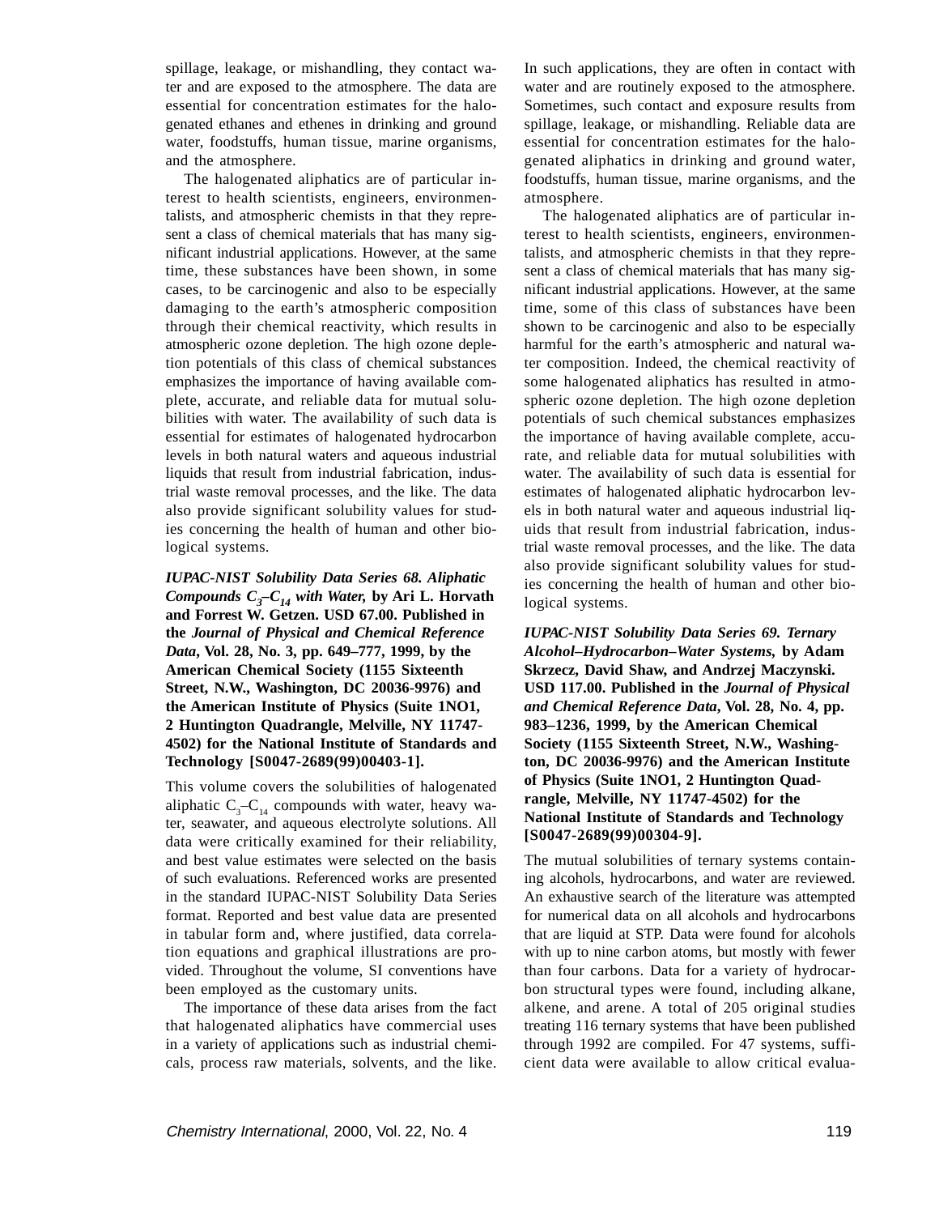spillage, leakage, or mishandling, they contact water and are exposed to the atmosphere. The data are essential for concentration estimates for the halogenated ethanes and ethenes in drinking and ground water, foodstuffs, human tissue, marine organisms, and the atmosphere.

The halogenated aliphatics are of particular interest to health scientists, engineers, environmentalists, and atmospheric chemists in that they represent a class of chemical materials that has many significant industrial applications. However, at the same time, these substances have been shown, in some cases, to be carcinogenic and also to be especially damaging to the earth's atmospheric composition through their chemical reactivity, which results in atmospheric ozone depletion. The high ozone depletion potentials of this class of chemical substances emphasizes the importance of having available complete, accurate, and reliable data for mutual solubilities with water. The availability of such data is essential for estimates of halogenated hydrocarbon levels in both natural waters and aqueous industrial liquids that result from industrial fabrication, industrial waste removal processes, and the like. The data also provide significant solubility values for studies concerning the health of human and other biological systems.

***IUPAC-NIST Solubility Data Series 68. Aliphatic Compounds $C_3$–$C_{14}$ with Water,*** **by Ari L. Horvath and Forrest W. Getzen. USD 67.00. Published in the *Journal of Physical and Chemical Reference Data*, Vol. 28, No. 3, pp. 649–777, 1999, by the American Chemical Society (1155 Sixteenth Street, N.W., Washington, DC 20036-9976) and the American Institute of Physics (Suite 1NO1, 2 Huntington Quadrangle, Melville, NY 11747-4502) for the National Institute of Standards and Technology [S0047-2689(99)00403-1].**

This volume covers the solubilities of halogenated aliphatic $C_3$–$C_{14}$ compounds with water, heavy water, seawater, and aqueous electrolyte solutions. All data were critically examined for their reliability, and best value estimates were selected on the basis of such evaluations. Referenced works are presented in the standard IUPAC-NIST Solubility Data Series format. Reported and best value data are presented in tabular form and, where justified, data correlation equations and graphical illustrations are provided. Throughout the volume, SI conventions have been employed as the customary units.

The importance of these data arises from the fact that halogenated aliphatics have commercial uses in a variety of applications such as industrial chemicals, process raw materials, solvents, and the like. In such applications, they are often in contact with water and are routinely exposed to the atmosphere. Sometimes, such contact and exposure results from spillage, leakage, or mishandling. Reliable data are essential for concentration estimates for the halogenated aliphatics in drinking and ground water, foodstuffs, human tissue, marine organisms, and the atmosphere.

The halogenated aliphatics are of particular interest to health scientists, engineers, environmentalists, and atmospheric chemists in that they represent a class of chemical materials that has many significant industrial applications. However, at the same time, some of this class of substances have been shown to be carcinogenic and also to be especially harmful for the earth's atmospheric and natural water composition. Indeed, the chemical reactivity of some halogenated aliphatics has resulted in atmospheric ozone depletion. The high ozone depletion potentials of such chemical substances emphasizes the importance of having available complete, accurate, and reliable data for mutual solubilities with water. The availability of such data is essential for estimates of halogenated aliphatic hydrocarbon levels in both natural water and aqueous industrial liquids that result from industrial fabrication, industrial waste removal processes, and the like. The data also provide significant solubility values for studies concerning the health of human and other biological systems.

***IUPAC-NIST Solubility Data Series 69. Ternary Alcohol–Hydrocarbon–Water Systems,*** **by Adam Skrzecz, David Shaw, and Andrzej Maczynski. USD 117.00. Published in the *Journal of Physical and Chemical Reference Data*, Vol. 28, No. 4, pp. 983–1236, 1999, by the American Chemical Society (1155 Sixteenth Street, N.W., Washington, DC 20036-9976) and the American Institute of Physics (Suite 1NO1, 2 Huntington Quadrangle, Melville, NY 11747-4502) for the National Institute of Standards and Technology [S0047-2689(99)00304-9].**

The mutual solubilities of ternary systems containing alcohols, hydrocarbons, and water are reviewed. An exhaustive search of the literature was attempted for numerical data on all alcohols and hydrocarbons that are liquid at STP. Data were found for alcohols with up to nine carbon atoms, but mostly with fewer than four carbons. Data for a variety of hydrocarbon structural types were found, including alkane, alkene, and arene. A total of 205 original studies treating 116 ternary systems that have been published through 1992 are compiled. For 47 systems, sufficient data were available to allow critical evalua-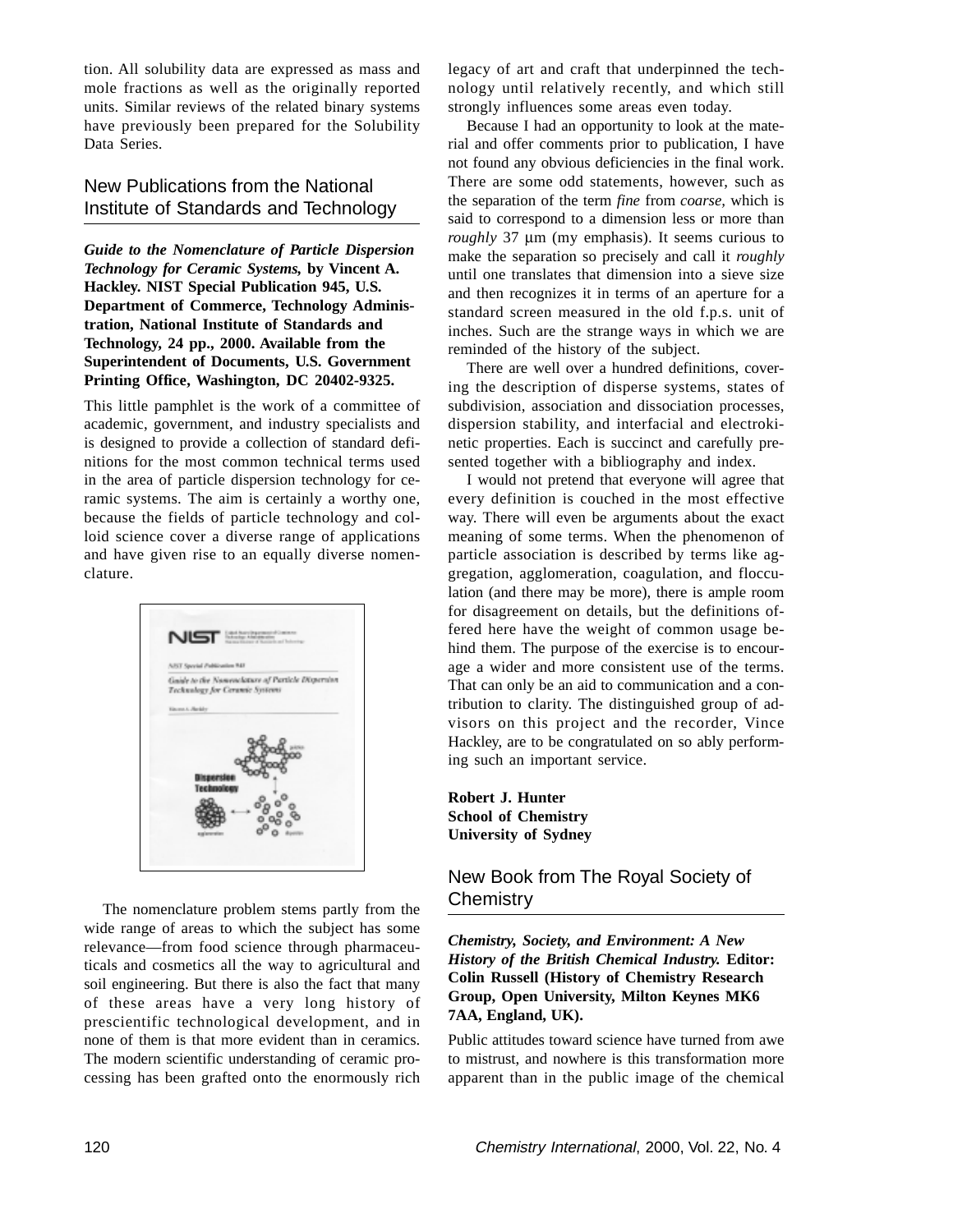tion. All solubility data are expressed as mass and mole fractions as well as the originally reported units. Similar reviews of the related binary systems have previously been prepared for the Solubility Data Series.

## New Publications from the National Institute of Standards and Technology

***Guide to the Nomenclature of Particle Dispersion Technology for Ceramic Systems,*** **by Vincent A. Hackley. NIST Special Publication 945, U.S. Department of Commerce, Technology Administration, National Institute of Standards and Technology, 24 pp., 2000. Available from the Superintendent of Documents, U.S. Government Printing Office, Washington, DC 20402-9325.**

This little pamphlet is the work of a committee of academic, government, and industry specialists and is designed to provide a collection of standard definitions for the most common technical terms used in the area of particle dispersion technology for ceramic systems. The aim is certainly a worthy one, because the fields of particle technology and colloid science cover a diverse range of applications and have given rise to an equally diverse nomenclature.

The nomenclature problem stems partly from the wide range of areas to which the subject has some relevance—from food science through pharmaceuticals and cosmetics all the way to agricultural and soil engineering. But there is also the fact that many of these areas have a very long history of prescientific technological development, and in none of them is that more evident than in ceramics. The modern scientific understanding of ceramic processing has been grafted onto the enormously rich legacy of art and craft that underpinned the technology until relatively recently, and which still strongly influences some areas even today.

Because I had an opportunity to look at the material and offer comments prior to publication, I have not found any obvious deficiencies in the final work. There are some odd statements, however, such as the separation of the term *fine* from *coarse*, which is said to correspond to a dimension less or more than *roughly* 37 µm (my emphasis). It seems curious to make the separation so precisely and call it *roughly* until one translates that dimension into a sieve size and then recognizes it in terms of an aperture for a standard screen measured in the old f.p.s. unit of inches. Such are the strange ways in which we are reminded of the history of the subject.

There are well over a hundred definitions, covering the description of disperse systems, states of subdivision, association and dissociation processes, dispersion stability, and interfacial and electrokinetic properties. Each is succinct and carefully presented together with a bibliography and index.

I would not pretend that everyone will agree that every definition is couched in the most effective way. There will even be arguments about the exact meaning of some terms. When the phenomenon of particle association is described by terms like aggregation, agglomeration, coagulation, and flocculation (and there may be more), there is ample room for disagreement on details, but the definitions offered here have the weight of common usage behind them. The purpose of the exercise is to encourage a wider and more consistent use of the terms. That can only be an aid to communication and a contribution to clarity. The distinguished group of advisors on this project and the recorder, Vince Hackley, are to be congratulated on so ably performing such an important service.

**Robert J. Hunter**
**School of Chemistry**
**University of Sydney**

## New Book from The Royal Society of Chemistry

***Chemistry, Society, and Environment: A New History of the British Chemical Industry.*** **Editor: Colin Russell (History of Chemistry Research Group, Open University, Milton Keynes MK6 7AA, England, UK).**

Public attitudes toward science have turned from awe to mistrust, and nowhere is this transformation more apparent than in the public image of the chemical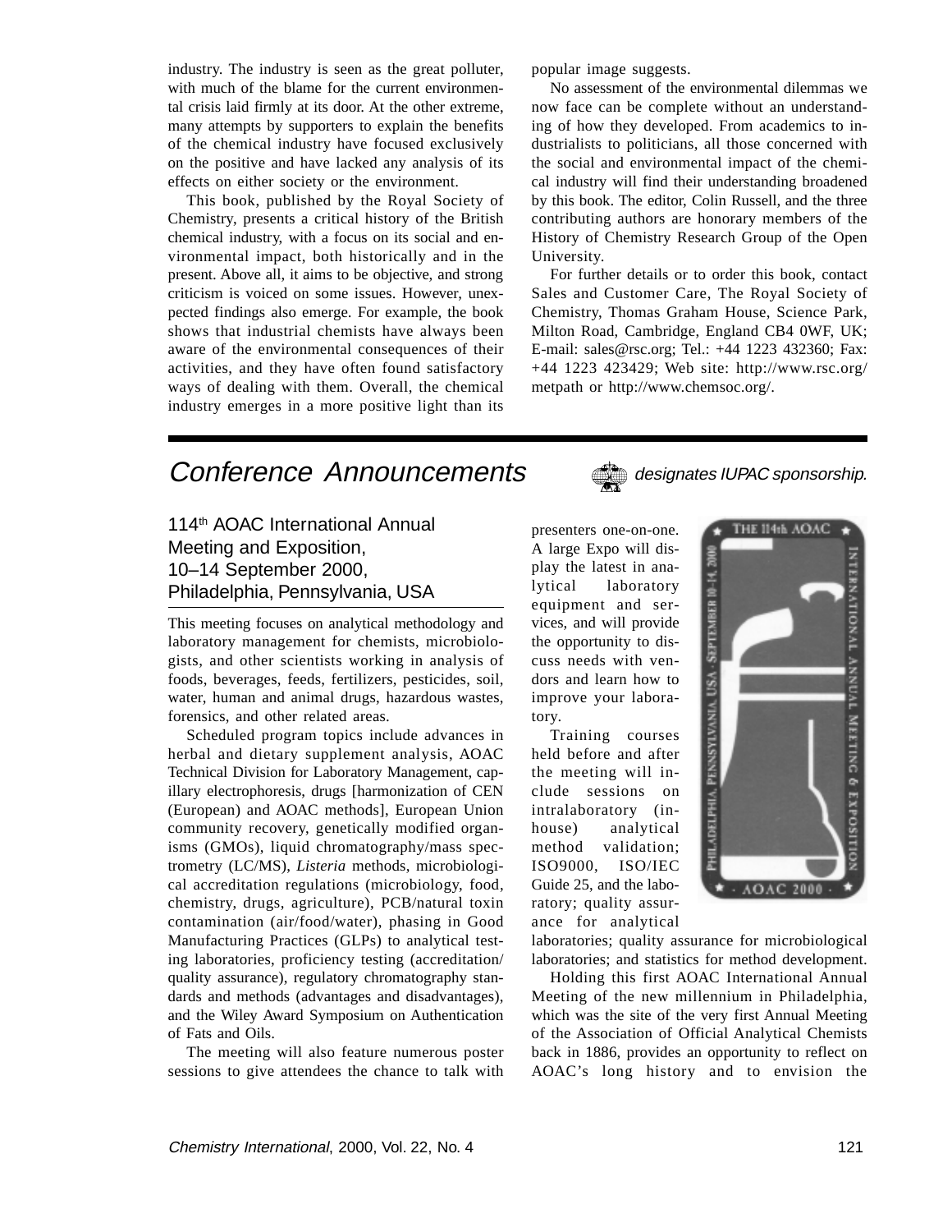industry. The industry is seen as the great polluter, with much of the blame for the current environmental crisis laid firmly at its door. At the other extreme, many attempts by supporters to explain the benefits of the chemical industry have focused exclusively on the positive and have lacked any analysis of its effects on either society or the environment.

This book, published by the Royal Society of Chemistry, presents a critical history of the British chemical industry, with a focus on its social and environmental impact, both historically and in the present. Above all, it aims to be objective, and strong criticism is voiced on some issues. However, unexpected findings also emerge. For example, the book shows that industrial chemists have always been aware of the environmental consequences of their activities, and they have often found satisfactory ways of dealing with them. Overall, the chemical industry emerges in a more positive light than its popular image suggests.

No assessment of the environmental dilemmas we now face can be complete without an understanding of how they developed. From academics to industrialists to politicians, all those concerned with the social and environmental impact of the chemical industry will find their understanding broadened by this book. The editor, Colin Russell, and the three contributing authors are honorary members of the History of Chemistry Research Group of the Open University.

For further details or to order this book, contact Sales and Customer Care, The Royal Society of Chemistry, Thomas Graham House, Science Park, Milton Road, Cambridge, England CB4 0WF, UK; E-mail: sales@rsc.org; Tel.: +44 1223 432360; Fax: +44 1223 423429; Web site: http://www.rsc.org/metpath or http://www.chemsoc.org/.

# *Conference Announcements*

*designates IUPAC sponsorship.*

## 114th AOAC International Annual Meeting and Exposition, 10–14 September 2000, Philadelphia, Pennsylvania, USA

This meeting focuses on analytical methodology and laboratory management for chemists, microbiologists, and other scientists working in analysis of foods, beverages, feeds, fertilizers, pesticides, soil, water, human and animal drugs, hazardous wastes, forensics, and other related areas.

Scheduled program topics include advances in herbal and dietary supplement analysis, AOAC Technical Division for Laboratory Management, capillary electrophoresis, drugs [harmonization of CEN (European) and AOAC methods], European Union community recovery, genetically modified organisms (GMOs), liquid chromatography/mass spectrometry (LC/MS), *Listeria* methods, microbiological accreditation regulations (microbiology, food, chemistry, drugs, agriculture), PCB/natural toxin contamination (air/food/water), phasing in Good Manufacturing Practices (GLPs) to analytical testing laboratories, proficiency testing (accreditation/quality assurance), regulatory chromatography standards and methods (advantages and disadvantages), and the Wiley Award Symposium on Authentication of Fats and Oils.

The meeting will also feature numerous poster sessions to give attendees the chance to talk with presenters one-on-one. A large Expo will display the latest in analytical laboratory equipment and services, and will provide the opportunity to discuss needs with vendors and learn how to improve your laboratory.

Training courses held before and after the meeting will include sessions on intralaboratory (in-house) analytical method validation; ISO9000, ISO/IEC Guide 25, and the laboratory; quality assurance for analytical laboratories; quality assurance for microbiological laboratories; and statistics for method development.

Holding this first AOAC International Annual Meeting of the new millennium in Philadelphia, which was the site of the very first Annual Meeting of the Association of Official Analytical Chemists back in 1886, provides an opportunity to reflect on AOAC's long history and to envision the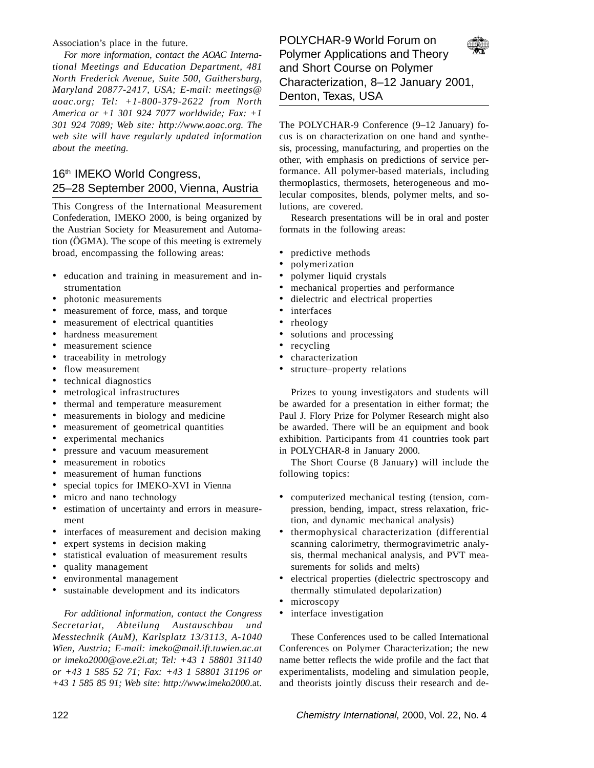Association's place in the future.

*For more information, contact the AOAC International Meetings and Education Department, 481 North Frederick Avenue, Suite 500, Gaithersburg, Maryland 20877-2417, USA; E-mail: meetings@aoac.org; Tel: +1-800-379-2622 from North America or +1 301 924 7077 worldwide; Fax: +1 301 924 7089; Web site: http://www.aoac.org. The web site will have regularly updated information about the meeting.*

## 16th IMEKO World Congress, 25–28 September 2000, Vienna, Austria

This Congress of the International Measurement Confederation, IMEKO 2000, is being organized by the Austrian Society for Measurement and Automation (ÖGMA). The scope of this meeting is extremely broad, encompassing the following areas:

- education and training in measurement and instrumentation
- photonic measurements
- measurement of force, mass, and torque
- measurement of electrical quantities
- hardness measurement
- measurement science
- traceability in metrology
- flow measurement
- technical diagnostics
- metrological infrastructures
- thermal and temperature measurement
- measurements in biology and medicine
- measurement of geometrical quantities
- experimental mechanics
- pressure and vacuum measurement
- measurement in robotics
- measurement of human functions
- special topics for IMEKO-XVI in Vienna
- micro and nano technology
- estimation of uncertainty and errors in measurement
- interfaces of measurement and decision making
- expert systems in decision making
- statistical evaluation of measurement results
- quality management
- environmental management
- sustainable development and its indicators

*For additional information, contact the Congress Secretariat, Abteilung Austauschbau und Messtechnik (AuM), Karlsplatz 13/3113, A-1040 Wien, Austria; E-mail: imeko@mail.ift.tuwien.ac.at or imeko2000@ove.e2i.at; Tel: +43 1 58801 31140 or +43 1 585 52 71; Fax: +43 1 58801 31196 or +43 1 585 85 91; Web site: http://www.imeko2000.at.*

## POLYCHAR-9 World Forum on Polymer Applications and Theory and Short Course on Polymer Characterization, 8–12 January 2001, Denton, Texas, USA

The POLYCHAR-9 Conference (9–12 January) focus is on characterization on one hand and synthesis, processing, manufacturing, and properties on the other, with emphasis on predictions of service performance. All polymer-based materials, including thermoplastics, thermosets, heterogeneous and molecular composites, blends, polymer melts, and solutions, are covered.

Research presentations will be in oral and poster formats in the following areas:

- predictive methods
- polymerization
- polymer liquid crystals
- mechanical properties and performance
- dielectric and electrical properties
- interfaces
- rheology
- solutions and processing
- recycling
- characterization
- structure–property relations

Prizes to young investigators and students will be awarded for a presentation in either format; the Paul J. Flory Prize for Polymer Research might also be awarded. There will be an equipment and book exhibition. Participants from 41 countries took part in POLYCHAR-8 in January 2000.

The Short Course (8 January) will include the following topics:

- computerized mechanical testing (tension, compression, bending, impact, stress relaxation, friction, and dynamic mechanical analysis)
- thermophysical characterization (differential scanning calorimetry, thermogravimetric analysis, thermal mechanical analysis, and PVT measurements for solids and melts)
- electrical properties (dielectric spectroscopy and thermally stimulated depolarization)
- microscopy
- interface investigation

These Conferences used to be called International Conferences on Polymer Characterization; the new name better reflects the wide profile and the fact that experimentalists, modeling and simulation people, and theorists jointly discuss their research and de-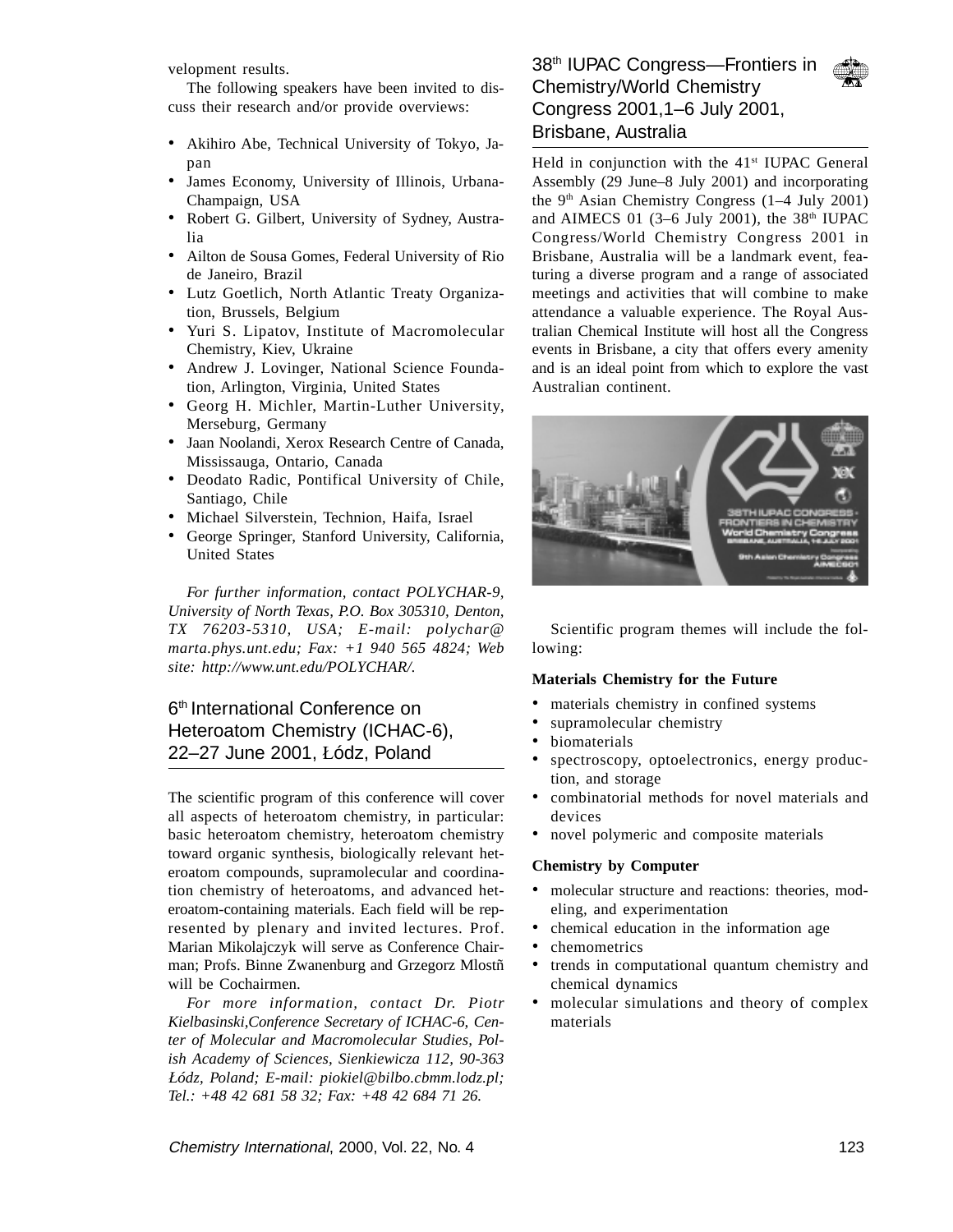velopment results.

The following speakers have been invited to discuss their research and/or provide overviews:

- Akihiro Abe, Technical University of Tokyo, Japan
- James Economy, University of Illinois, Urbana-Champaign, USA
- Robert G. Gilbert, University of Sydney, Australia
- Ailton de Sousa Gomes, Federal University of Rio de Janeiro, Brazil
- Lutz Goetlich, North Atlantic Treaty Organization, Brussels, Belgium
- Yuri S. Lipatov, Institute of Macromolecular Chemistry, Kiev, Ukraine
- Andrew J. Lovinger, National Science Foundation, Arlington, Virginia, United States
- Georg H. Michler, Martin-Luther University, Merseburg, Germany
- Jaan Noolandi, Xerox Research Centre of Canada, Mississauga, Ontario, Canada
- Deodato Radic, Pontifical University of Chile, Santiago, Chile
- Michael Silverstein, Technion, Haifa, Israel
- George Springer, Stanford University, California, United States

*For further information, contact POLYCHAR-9, University of North Texas, P.O. Box 305310, Denton, TX 76203-5310, USA; E-mail: polychar@marta.phys.unt.edu; Fax: +1 940 565 4824; Web site: http://www.unt.edu/POLYCHAR/.*

## 6th International Conference on Heteroatom Chemistry (ICHAC-6), 22–27 June 2001, Łódz, Poland

The scientific program of this conference will cover all aspects of heteroatom chemistry, in particular: basic heteroatom chemistry, heteroatom chemistry toward organic synthesis, biologically relevant heteroatom compounds, supramolecular and coordination chemistry of heteroatoms, and advanced heteroatom-containing materials. Each field will be represented by plenary and invited lectures. Prof. Marian Mikolajczyk will serve as Conference Chairman; Profs. Binne Zwanenburg and Grzegorz Mlostñ will be Cochairmen.

*For more information, contact Dr. Piotr Kielbasinski,Conference Secretary of ICHAC-6, Center of Molecular and Macromolecular Studies, Polish Academy of Sciences, Sienkiewicza 112, 90-363 Łódz, Poland; E-mail: piokiel@bilbo.cbmm.lodz.pl; Tel.: +48 42 681 58 32; Fax: +48 42 684 71 26.*

## 38th IUPAC Congress—Frontiers in Chemistry/World Chemistry Congress 2001,1–6 July 2001, Brisbane, Australia

Held in conjunction with the 41st IUPAC General Assembly (29 June–8 July 2001) and incorporating the 9th Asian Chemistry Congress (1–4 July 2001) and AIMECS 01 (3–6 July 2001), the 38th IUPAC Congress/World Chemistry Congress 2001 in Brisbane, Australia will be a landmark event, featuring a diverse program and a range of associated meetings and activities that will combine to make attendance a valuable experience. The Royal Australian Chemical Institute will host all the Congress events in Brisbane, a city that offers every amenity and is an ideal point from which to explore the vast Australian continent.

Scientific program themes will include the following:

**Materials Chemistry for the Future**

- materials chemistry in confined systems
- supramolecular chemistry
- biomaterials
- spectroscopy, optoelectronics, energy production, and storage
- combinatorial methods for novel materials and devices
- novel polymeric and composite materials

**Chemistry by Computer**

- molecular structure and reactions: theories, modeling, and experimentation
- chemical education in the information age
- chemometrics
- trends in computational quantum chemistry and chemical dynamics
- molecular simulations and theory of complex materials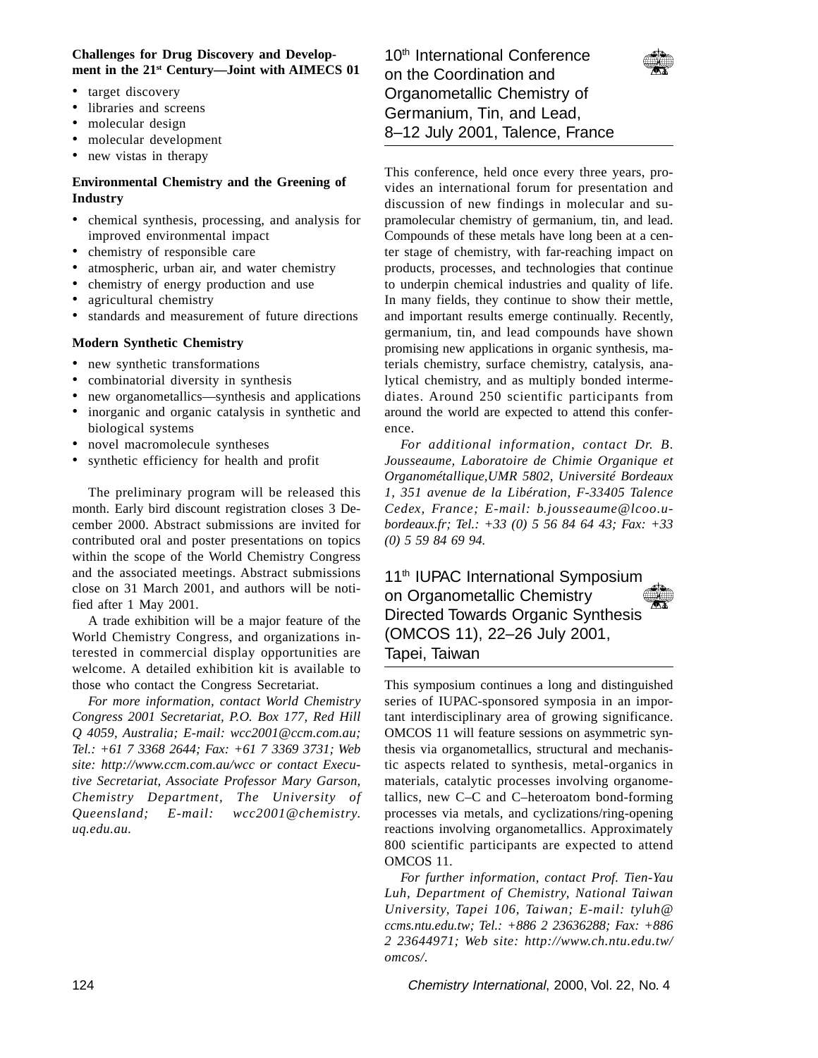**Challenges for Drug Discovery and Development in the 21st Century—Joint with AIMECS 01**

- target discovery
- libraries and screens
- molecular design
- molecular development
- new vistas in therapy

**Environmental Chemistry and the Greening of Industry**

- chemical synthesis, processing, and analysis for improved environmental impact
- chemistry of responsible care
- atmospheric, urban air, and water chemistry
- chemistry of energy production and use
- agricultural chemistry
- standards and measurement of future directions

**Modern Synthetic Chemistry**

- new synthetic transformations
- combinatorial diversity in synthesis
- new organometallics—synthesis and applications
- inorganic and organic catalysis in synthetic and biological systems
- novel macromolecule syntheses
- synthetic efficiency for health and profit

The preliminary program will be released this month. Early bird discount registration closes 3 December 2000. Abstract submissions are invited for contributed oral and poster presentations on topics within the scope of the World Chemistry Congress and the associated meetings. Abstract submissions close on 31 March 2001, and authors will be notified after 1 May 2001.

A trade exhibition will be a major feature of the World Chemistry Congress, and organizations interested in commercial display opportunities are welcome. A detailed exhibition kit is available to those who contact the Congress Secretariat.

*For more information, contact World Chemistry Congress 2001 Secretariat, P.O. Box 177, Red Hill Q 4059, Australia; E-mail: wcc2001@ccm.com.au; Tel.: +61 7 3368 2644; Fax: +61 7 3369 3731; Web site: http://www.ccm.com.au/wcc or contact Executive Secretariat, Associate Professor Mary Garson, Chemistry Department, The University of Queensland; E-mail: wcc2001@chemistry.uq.edu.au.*

## 10th International Conference on the Coordination and Organometallic Chemistry of Germanium, Tin, and Lead, 8–12 July 2001, Talence, France

This conference, held once every three years, provides an international forum for presentation and discussion of new findings in molecular and supramolecular chemistry of germanium, tin, and lead. Compounds of these metals have long been at a center stage of chemistry, with far-reaching impact on products, processes, and technologies that continue to underpin chemical industries and quality of life. In many fields, they continue to show their mettle, and important results emerge continually. Recently, germanium, tin, and lead compounds have shown promising new applications in organic synthesis, materials chemistry, surface chemistry, catalysis, analytical chemistry, and as multiply bonded intermediates. Around 250 scientific participants from around the world are expected to attend this conference.

*For additional information, contact Dr. B. Jousseaume, Laboratoire de Chimie Organique et Organométallique,UMR 5802, Université Bordeaux 1, 351 avenue de la Libération, F-33405 Talence Cedex, France; E-mail: b.jousseaume@lcoo.u-bordeaux.fr; Tel.: +33 (0) 5 56 84 64 43; Fax: +33 (0) 5 59 84 69 94.*

## 11th IUPAC International Symposium on Organometallic Chemistry Directed Towards Organic Synthesis (OMCOS 11), 22–26 July 2001, Tapei, Taiwan

This symposium continues a long and distinguished series of IUPAC-sponsored symposia in an important interdisciplinary area of growing significance. OMCOS 11 will feature sessions on asymmetric synthesis via organometallics, structural and mechanistic aspects related to synthesis, metal-organics in materials, catalytic processes involving organometallics, new C–C and C–heteroatom bond-forming processes via metals, and cyclizations/ring-opening reactions involving organometallics. Approximately 800 scientific participants are expected to attend OMCOS 11.

*For further information, contact Prof. Tien-Yau Luh, Department of Chemistry, National Taiwan University, Tapei 106, Taiwan; E-mail: tyluh@ccms.ntu.edu.tw; Tel.: +886 2 23636288; Fax: +886 2 23644971; Web site: http://www.ch.ntu.edu.tw/omcos/.*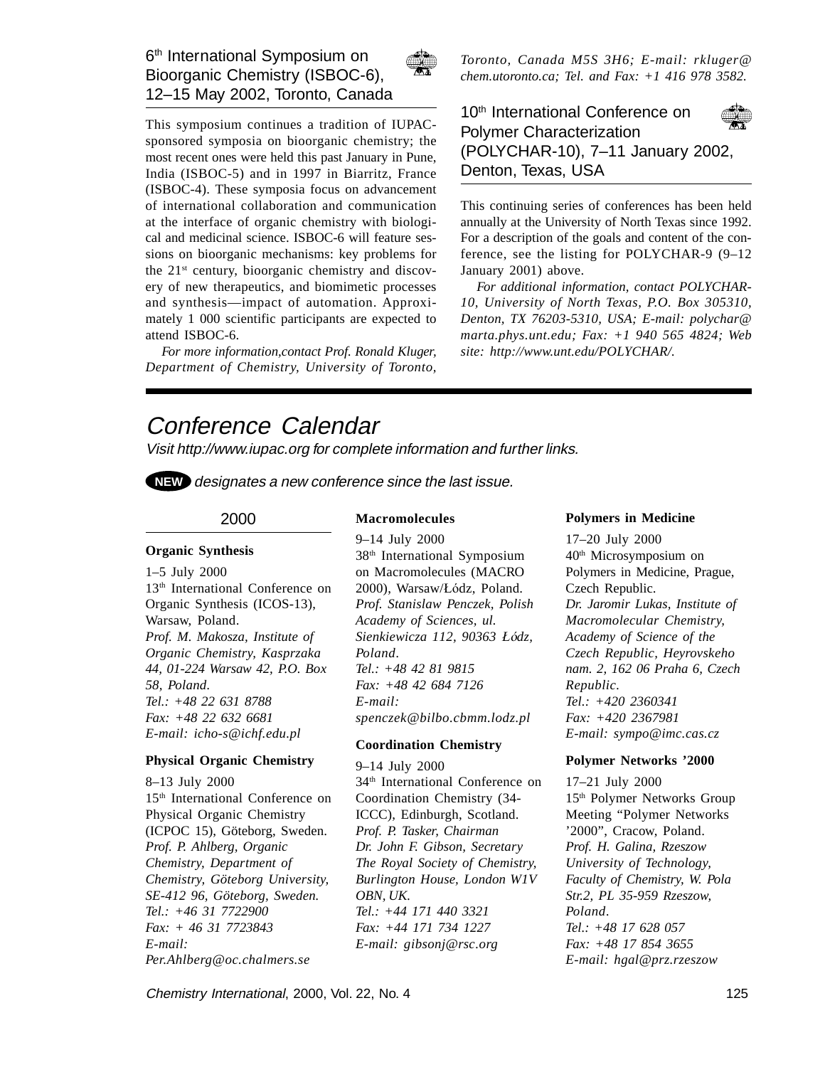### 6th International Symposium on Bioorganic Chemistry (ISBOC-6), 12–15 May 2002, Toronto, Canada

This symposium continues a tradition of IUPAC-sponsored symposia on bioorganic chemistry; the most recent ones were held this past January in Pune, India (ISBOC-5) and in 1997 in Biarritz, France (ISBOC-4). These symposia focus on advancement of international collaboration and communication at the interface of organic chemistry with biological and medicinal science. ISBOC-6 will feature sessions on bioorganic mechanisms: key problems for the 21st century, bioorganic chemistry and discovery of new therapeutics, and biomimetic processes and synthesis—impact of automation. Approximately 1 000 scientific participants are expected to attend ISBOC-6.

*For more information,contact Prof. Ronald Kluger, Department of Chemistry, University of Toronto, Toronto, Canada M5S 3H6; E-mail: rkluger@chem.utoronto.ca; Tel. and Fax: +1 416 978 3582.*

### 10th International Conference on Polymer Characterization (POLYCHAR-10), 7–11 January 2002, Denton, Texas, USA

This continuing series of conferences has been held annually at the University of North Texas since 1992. For a description of the goals and content of the conference, see the listing for POLYCHAR-9 (9–12 January 2001) above.

*For additional information, contact POLYCHAR-10, University of North Texas, P.O. Box 305310, Denton, TX 76203-5310, USA; E-mail: polychar@marta.phys.unt.edu; Fax: +1 940 565 4824; Web site: http://www.unt.edu/POLYCHAR/.*

# Conference Calendar

*Visit http://www.iupac.org for complete information and further links.*

**NEW** *designates a new conference since the last issue.*

## 2000

**Organic Synthesis**

1–5 July 2000
13th International Conference on Organic Synthesis (ICOS-13), Warsaw, Poland.
*Prof. M. Makosza, Institute of Organic Chemistry, Kasprzaka 44, 01-224 Warsaw 42, P.O. Box 58, Poland.*
*Tel.: +48 22 631 8788*
*Fax: +48 22 632 6681*
*E-mail: icho-s@ichf.edu.pl*

**Physical Organic Chemistry**

8–13 July 2000
15th International Conference on Physical Organic Chemistry (ICPOC 15), Göteborg, Sweden.
*Prof. P. Ahlberg, Organic Chemistry, Department of Chemistry, Göteborg University, SE-412 96, Göteborg, Sweden.*
*Tel.: +46 31 7722900*
*Fax: + 46 31 7723843*
*E-mail: Per.Ahlberg@oc.chalmers.se*

**Macromolecules**

9–14 July 2000
38th International Symposium on Macromolecules (MACRO 2000), Warsaw/Łódz, Poland.
*Prof. Stanislaw Penczek, Polish Academy of Sciences, ul. Sienkiewicza 112, 90363 Łódz, Poland.*
*Tel.: +48 42 81 9815*
*Fax: +48 42 684 7126*
*E-mail: spenczek@bilbo.cbmm.lodz.pl*

**Coordination Chemistry**

9–14 July 2000
34th International Conference on Coordination Chemistry (34-ICCC), Edinburgh, Scotland.
*Prof. P. Tasker, Chairman*
*Dr. John F. Gibson, Secretary*
*The Royal Society of Chemistry, Burlington House, London W1V OBN, UK.*
*Tel.: +44 171 440 3321*
*Fax: +44 171 734 1227*
*E-mail: gibsonj@rsc.org*

**Polymers in Medicine**

17–20 July 2000
40th Microsymposium on Polymers in Medicine, Prague, Czech Republic.
*Dr. Jaromir Lukas, Institute of Macromolecular Chemistry, Academy of Science of the Czech Republic, Heyrovskeho nam. 2, 162 06 Praha 6, Czech Republic.*
*Tel.: +420 2360341*
*Fax: +420 2367981*
*E-mail: sympo@imc.cas.cz*

**Polymer Networks ’2000**

17–21 July 2000
15th Polymer Networks Group Meeting “Polymer Networks ’2000”, Cracow, Poland.
*Prof. H. Galina, Rzeszow University of Technology, Faculty of Chemistry, W. Pola Str.2, PL 35-959 Rzeszow, Poland.*
*Tel.: +48 17 628 057*
*Fax: +48 17 854 3655*
*E-mail: hgal@prz.rzeszow*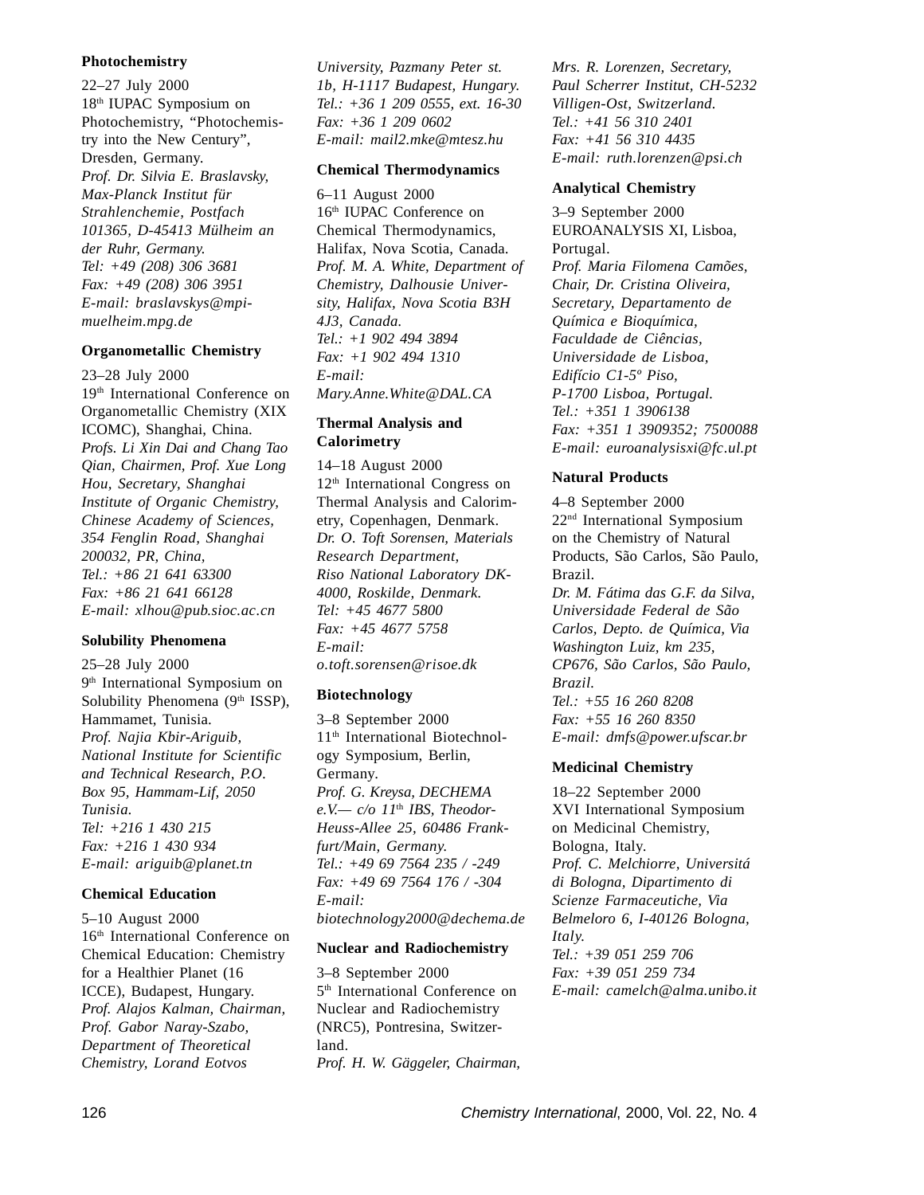### Photochemistry

22–27 July 2000
18th IUPAC Symposium on Photochemistry, "Photochemistry into the New Century", Dresden, Germany.
*Prof. Dr. Silvia E. Braslavsky, Max-Planck Institut für Strahlenchemie, Postfach 101365, D-45413 Mülheim an der Ruhr, Germany.*
*Tel: +49 (208) 306 3681*
*Fax: +49 (208) 306 3951*
*E-mail: braslavskys@mpi-muelheim.mpg.de*

### Organometallic Chemistry

23–28 July 2000
19th International Conference on Organometallic Chemistry (XIX ICOMC), Shanghai, China.
*Profs. Li Xin Dai and Chang Tao Qian, Chairmen, Prof. Xue Long Hou, Secretary, Shanghai Institute of Organic Chemistry, Chinese Academy of Sciences, 354 Fenglin Road, Shanghai 200032, PR, China,*
*Tel.: +86 21 641 63300*
*Fax: +86 21 641 66128*
*E-mail: xlhou@pub.sioc.ac.cn*

### Solubility Phenomena

25–28 July 2000
9th International Symposium on Solubility Phenomena (9th ISSP), Hammamet, Tunisia.
*Prof. Najia Kbir-Ariguib, National Institute for Scientific and Technical Research, P.O. Box 95, Hammam-Lif, 2050 Tunisia.*
*Tel: +216 1 430 215*
*Fax: +216 1 430 934*
*E-mail: ariguib@planet.tn*

### Chemical Education

5–10 August 2000
16th International Conference on Chemical Education: Chemistry for a Healthier Planet (16 ICCE), Budapest, Hungary.
*Prof. Alajos Kalman, Chairman, Prof. Gabor Naray-Szabo, Department of Theoretical Chemistry, Lorand Eotvos University, Pazmany Peter st. 1b, H-1117 Budapest, Hungary.*
*Tel.: +36 1 209 0555, ext. 16-30*
*Fax: +36 1 209 0602*
*E-mail: mail2.mke@mtesz.hu*

### Chemical Thermodynamics

6–11 August 2000
16th IUPAC Conference on Chemical Thermodynamics, Halifax, Nova Scotia, Canada.
*Prof. M. A. White, Department of Chemistry, Dalhousie University, Halifax, Nova Scotia B3H 4J3, Canada.*
*Tel.: +1 902 494 3894*
*Fax: +1 902 494 1310*
*E-mail: Mary.Anne.White@DAL.CA*

### Thermal Analysis and Calorimetry

14–18 August 2000
12th International Congress on Thermal Analysis and Calorimetry, Copenhagen, Denmark.
*Dr. O. Toft Sorensen, Materials Research Department, Riso National Laboratory DK-4000, Roskilde, Denmark.*
*Tel: +45 4677 5800*
*Fax: +45 4677 5758*
*E-mail: o.toft.sorensen@risoe.dk*

### Biotechnology

3–8 September 2000
11th International Biotechnology Symposium, Berlin, Germany.
*Prof. G. Kreysa, DECHEMA e.V.— c/o 11th IBS, Theodor-Heuss-Allee 25, 60486 Frankfurt/Main, Germany.*
*Tel.: +49 69 7564 235 / -249*
*Fax: +49 69 7564 176 / -304*
*E-mail: biotechnology2000@dechema.de*

### Nuclear and Radiochemistry

3–8 September 2000
5th International Conference on Nuclear and Radiochemistry (NRC5), Pontresina, Switzerland.
*Prof. H. W. Gäggeler, Chairman, Mrs. R. Lorenzen, Secretary, Paul Scherrer Institut, CH-5232 Villigen-Ost, Switzerland.*
*Tel.: +41 56 310 2401*
*Fax: +41 56 310 4435*
*E-mail: ruth.lorenzen@psi.ch*

### Analytical Chemistry

3–9 September 2000
EUROANALYSIS XI, Lisboa, Portugal.
*Prof. Maria Filomena Camões, Chair, Dr. Cristina Oliveira, Secretary, Departamento de Química e Bioquímica, Faculdade de Ciências, Universidade de Lisboa, Edifício C1-5º Piso, P-1700 Lisboa, Portugal.*
*Tel.: +351 1 3906138*
*Fax: +351 1 3909352; 7500088*
*E-mail: euroanalysisxi@fc.ul.pt*

### Natural Products

4–8 September 2000
22nd International Symposium on the Chemistry of Natural Products, São Carlos, São Paulo, Brazil.
*Dr. M. Fátima das G.F. da Silva, Universidade Federal de São Carlos, Depto. de Química, Via Washington Luiz, km 235, CP676, São Carlos, São Paulo, Brazil.*
*Tel.: +55 16 260 8208*
*Fax: +55 16 260 8350*
*E-mail: dmfs@power.ufscar.br*

### Medicinal Chemistry

18–22 September 2000
XVI International Symposium on Medicinal Chemistry, Bologna, Italy.
*Prof. C. Melchiorre, Universitá di Bologna, Dipartimento di Scienze Farmaceutiche, Via Belmeloro 6, I-40126 Bologna, Italy.*
*Tel.: +39 051 259 706*
*Fax: +39 051 259 734*
*E-mail: camelch@alma.unibo.it*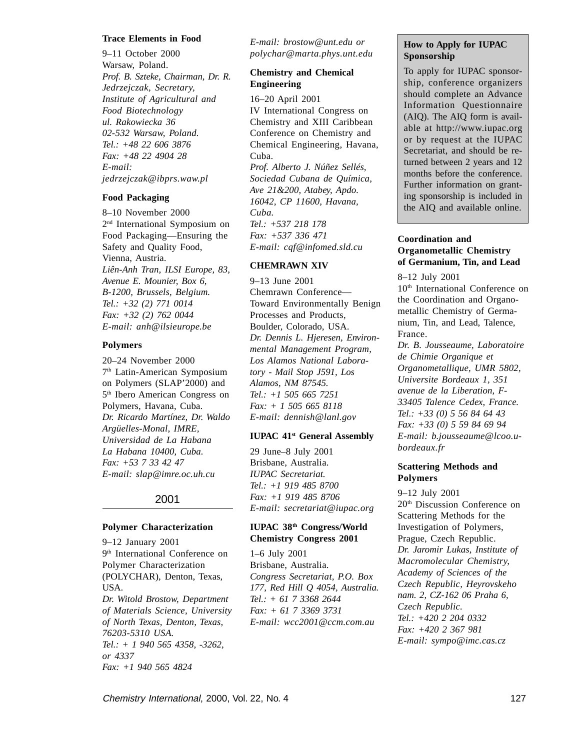**Trace Elements in Food**

9–11 October 2000
Warsaw, Poland.
*Prof. B. Szteke, Chairman, Dr. R. Jedrzejczak, Secretary, Institute of Agricultural and Food Biotechnology ul. Rakowiecka 36 02-532 Warsaw, Poland.*
*Tel.: +48 22 606 3876*
*Fax: +48 22 4904 28*
*E-mail: jedrzejczak@ibprs.waw.pl*

**Food Packaging**

8–10 November 2000
2nd International Symposium on Food Packaging—Ensuring the Safety and Quality Food, Vienna, Austria.
*Liên-Anh Tran, ILSI Europe, 83, Avenue E. Mounier, Box 6, B-1200, Brussels, Belgium.*
*Tel.: +32 (2) 771 0014*
*Fax: +32 (2) 762 0044*
*E-mail: anh@ilsieurope.be*

**Polymers**

20–24 November 2000
7th Latin-American Symposium on Polymers (SLAP'2000) and 5th Ibero American Congress on Polymers, Havana, Cuba.
*Dr. Ricardo Martínez, Dr. Waldo Argüelles-Monal, IMRE, Universidad de La Habana La Habana 10400, Cuba.*
*Fax: +53 7 33 42 47*
*E-mail: slap@imre.oc.uh.cu*

## 2001

**Polymer Characterization**

9–12 January 2001
9th International Conference on Polymer Characterization (POLYCHAR), Denton, Texas, USA.
*Dr. Witold Brostow, Department of Materials Science, University of North Texas, Denton, Texas, 76203-5310 USA.*
*Tel.: + 1 940 565 4358, -3262, or 4337*
*Fax: +1 940 565 4824*
*E-mail: brostow@unt.edu or polychar@marta.phys.unt.edu*

**Chemistry and Chemical Engineering**

16–20 April 2001
IV International Congress on Chemistry and XIII Caribbean Conference on Chemistry and Chemical Engineering, Havana, Cuba.
*Prof. Alberto J. Núñez Sellés, Sociedad Cubana de Química, Ave 21&200, Atabey, Apdo. 16042, CP 11600, Havana, Cuba.*
*Tel.: +537 218 178*
*Fax: +537 336 471*
*E-mail: cqf@infomed.sld.cu*

**CHEMRAWN XIV**

9–13 June 2001
Chemrawn Conference—Toward Environmentally Benign Processes and Products, Boulder, Colorado, USA.
*Dr. Dennis L. Hjeresen, Environmental Management Program, Los Alamos National Laboratory - Mail Stop J591, Los Alamos, NM 87545.*
*Tel.: +1 505 665 7251*
*Fax: + 1 505 665 8118*
*E-mail: dennish@lanl.gov*

**IUPAC 41st General Assembly**

29 June–8 July 2001
Brisbane, Australia.
*IUPAC Secretariat.*
*Tel.: +1 919 485 8700*
*Fax: +1 919 485 8706*
*E-mail: secretariat@iupac.org*

**IUPAC 38th Congress/World Chemistry Congress 2001**

1–6 July 2001
Brisbane, Australia.
*Congress Secretariat, P.O. Box 177, Red Hill Q 4054, Australia.*
*Tel.: + 61 7 3368 2644*
*Fax: + 61 7 3369 3731*
*E-mail: wcc2001@ccm.com.au*

**How to Apply for IUPAC Sponsorship**

To apply for IUPAC sponsorship, conference organizers should complete an Advance Information Questionnaire (AIQ). The AIQ form is available at http://www.iupac.org or by request at the IUPAC Secretariat, and should be returned between 2 years and 12 months before the conference. Further information on granting sponsorship is included in the AIQ and available online.

**Coordination and Organometallic Chemistry of Germanium, Tin, and Lead**

8–12 July 2001
10th International Conference on the Coordination and Organometallic Chemistry of Germanium, Tin, and Lead, Talence, France.
*Dr. B. Jousseaume, Laboratoire de Chimie Organique et Organometallique, UMR 5802, Universite Bordeaux 1, 351 avenue de la Liberation, F-33405 Talence Cedex, France.*
*Tel.: +33 (0) 5 56 84 64 43*
*Fax: +33 (0) 5 59 84 69 94*
*E-mail: b.jousseaume@lcoo.u-bordeaux.fr*

**Scattering Methods and Polymers**

9–12 July 2001
20th Discussion Conference on Scattering Methods for the Investigation of Polymers, Prague, Czech Republic.
*Dr. Jaromir Lukas, Institute of Macromolecular Chemistry, Academy of Sciences of the Czech Republic, Heyrovskeho nam. 2, CZ-162 06 Praha 6, Czech Republic.*
*Tel.: +420 2 204 0332*
*Fax: +420 2 367 981*
*E-mail: sympo@imc.cas.cz*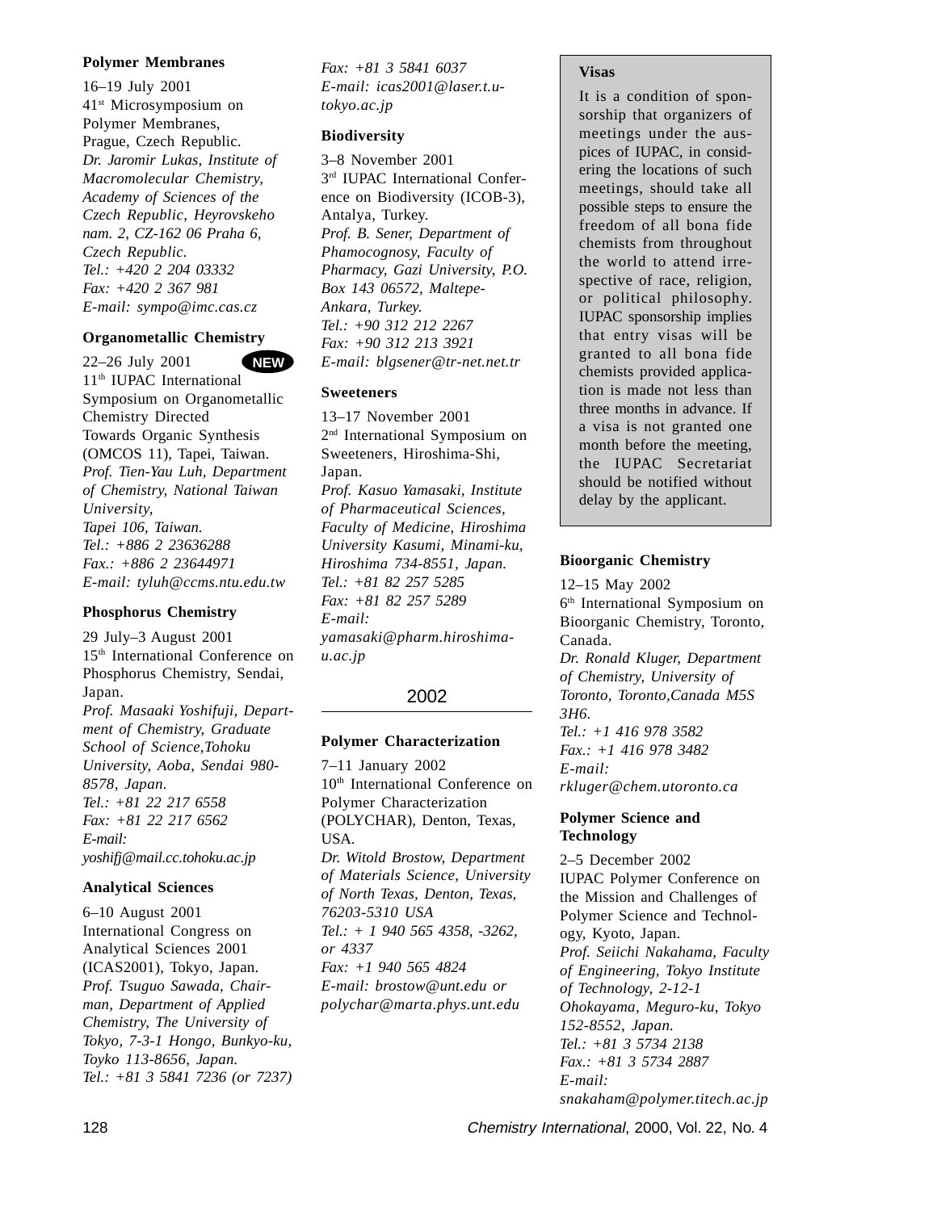### Polymer Membranes

16–19 July 2001
41[st] Microsymposium on Polymer Membranes, Prague, Czech Republic.
*Dr. Jaromir Lukas, Institute of Macromolecular Chemistry, Academy of Sciences of the Czech Republic, Heyrovskeho nam. 2, CZ-162 06 Praha 6, Czech Republic.*
*Tel.: +420 2 204 03332*
*Fax: +420 2 367 981*
*E-mail: sympo@imc.cas.cz*

### Organometallic Chemistry

22–26 July 2001 **NEW**
11[th] IUPAC International Symposium on Organometallic Chemistry Directed Towards Organic Synthesis (OMCOS 11), Tapei, Taiwan.
*Prof. Tien-Yau Luh, Department of Chemistry, National Taiwan University, Tapei 106, Taiwan.*
*Tel.: +886 2 23636288*
*Fax.: +886 2 23644971*
*E-mail: tyluh@ccms.ntu.edu.tw*

### Phosphorus Chemistry

29 July–3 August 2001
15[th] International Conference on Phosphorus Chemistry, Sendai, Japan.
*Prof. Masaaki Yoshifuji, Department of Chemistry, Graduate School of Science,Tohoku University, Aoba, Sendai 980-8578, Japan.*
*Tel.: +81 22 217 6558*
*Fax: +81 22 217 6562*
*E-mail: yoshifj@mail.cc.tohoku.ac.jp*

### Analytical Sciences

6–10 August 2001
International Congress on Analytical Sciences 2001 (ICAS2001), Tokyo, Japan.
*Prof. Tsuguo Sawada, Chairman, Department of Applied Chemistry, The University of Tokyo, 7-3-1 Hongo, Bunkyo-ku, Toyko 113-8656, Japan.*
*Tel.: +81 3 5841 7236 (or 7237)*
*Fax: +81 3 5841 6037*
*E-mail: icas2001@laser.t.u-tokyo.ac.jp*

### Biodiversity

3–8 November 2001
3[rd] IUPAC International Conference on Biodiversity (ICOB-3), Antalya, Turkey.
*Prof. B. Sener, Department of Phamocognosy, Faculty of Pharmacy, Gazi University, P.O. Box 143 06572, Maltepe-Ankara, Turkey.*
*Tel.: +90 312 212 2267*
*Fax: +90 312 213 3921*
*E-mail: blgsener@tr-net.net.tr*

### Sweeteners

13–17 November 2001
2[nd] International Symposium on Sweeteners, Hiroshima-Shi, Japan.
*Prof. Kasuo Yamasaki, Institute of Pharmaceutical Sciences, Faculty of Medicine, Hiroshima University Kasumi, Minami-ku, Hiroshima 734-8551, Japan.*
*Tel.: +81 82 257 5285*
*Fax: +81 82 257 5289*
*E-mail: yamasaki@pharm.hiroshima-u.ac.jp*

## 2002

### Polymer Characterization

7–11 January 2002
10[th] International Conference on Polymer Characterization (POLYCHAR), Denton, Texas, USA.
*Dr. Witold Brostow, Department of Materials Science, University of North Texas, Denton, Texas, 76203-5310 USA*
*Tel.: + 1 940 565 4358, -3262, or 4337*
*Fax: +1 940 565 4824*
*E-mail: brostow@unt.edu or polychar@marta.phys.unt.edu*

### Visas

It is a condition of sponsorship that organizers of meetings under the auspices of IUPAC, in considering the locations of such meetings, should take all possible steps to ensure the freedom of all bona fide chemists from throughout the world to attend irrespective of race, religion, or political philosophy. IUPAC sponsorship implies that entry visas will be granted to all bona fide chemists provided application is made not less than three months in advance. If a visa is not granted one month before the meeting, the IUPAC Secretariat should be notified without delay by the applicant.

### Bioorganic Chemistry

12–15 May 2002
6[th] International Symposium on Bioorganic Chemistry, Toronto, Canada.
*Dr. Ronald Kluger, Department of Chemistry, University of Toronto, Toronto,Canada M5S 3H6.*
*Tel.: +1 416 978 3582*
*Fax.: +1 416 978 3482*
*E-mail: rkluger@chem.utoronto.ca*

### Polymer Science and Technology

2–5 December 2002
IUPAC Polymer Conference on the Mission and Challenges of Polymer Science and Technology, Kyoto, Japan.
*Prof. Seiichi Nakahama, Faculty of Engineering, Tokyo Institute of Technology, 2-12-1 Ohokayama, Meguro-ku, Tokyo 152-8552, Japan.*
*Tel.: +81 3 5734 2138*
*Fax.: +81 3 5734 2887*
*E-mail: snakaham@polymer.titech.ac.jp*